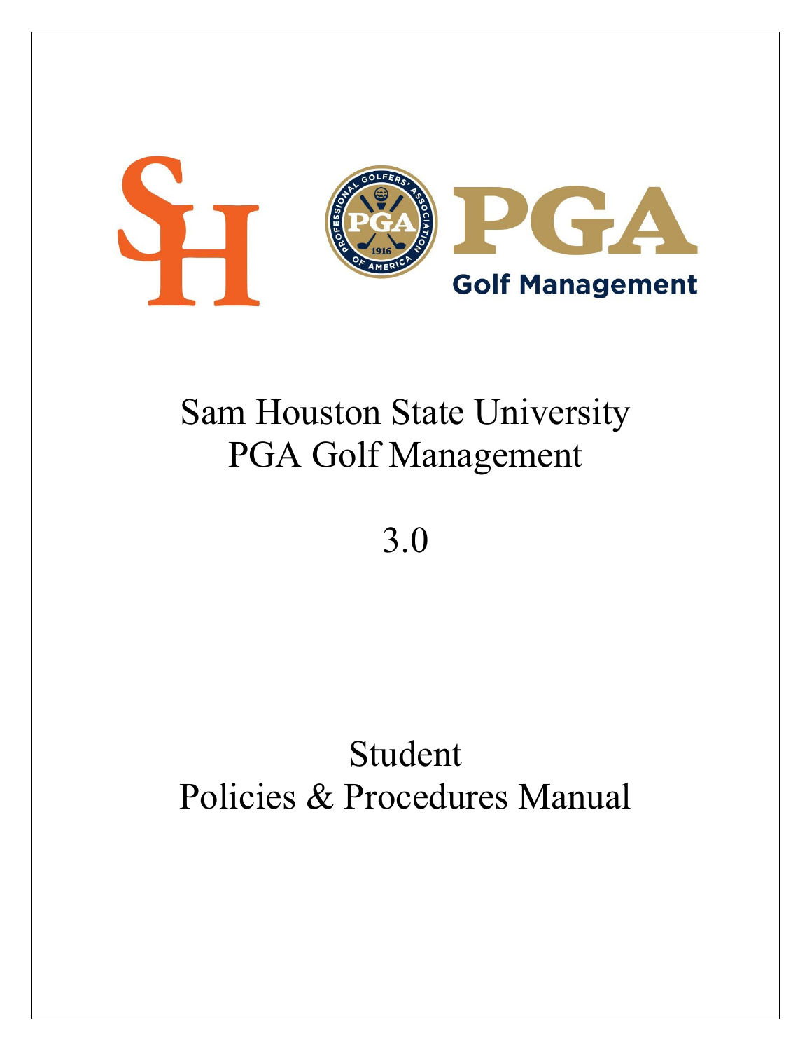# Sam Houston State University
# PGA Golf Management

# 3.0

# Student
# Policies & Procedures Manual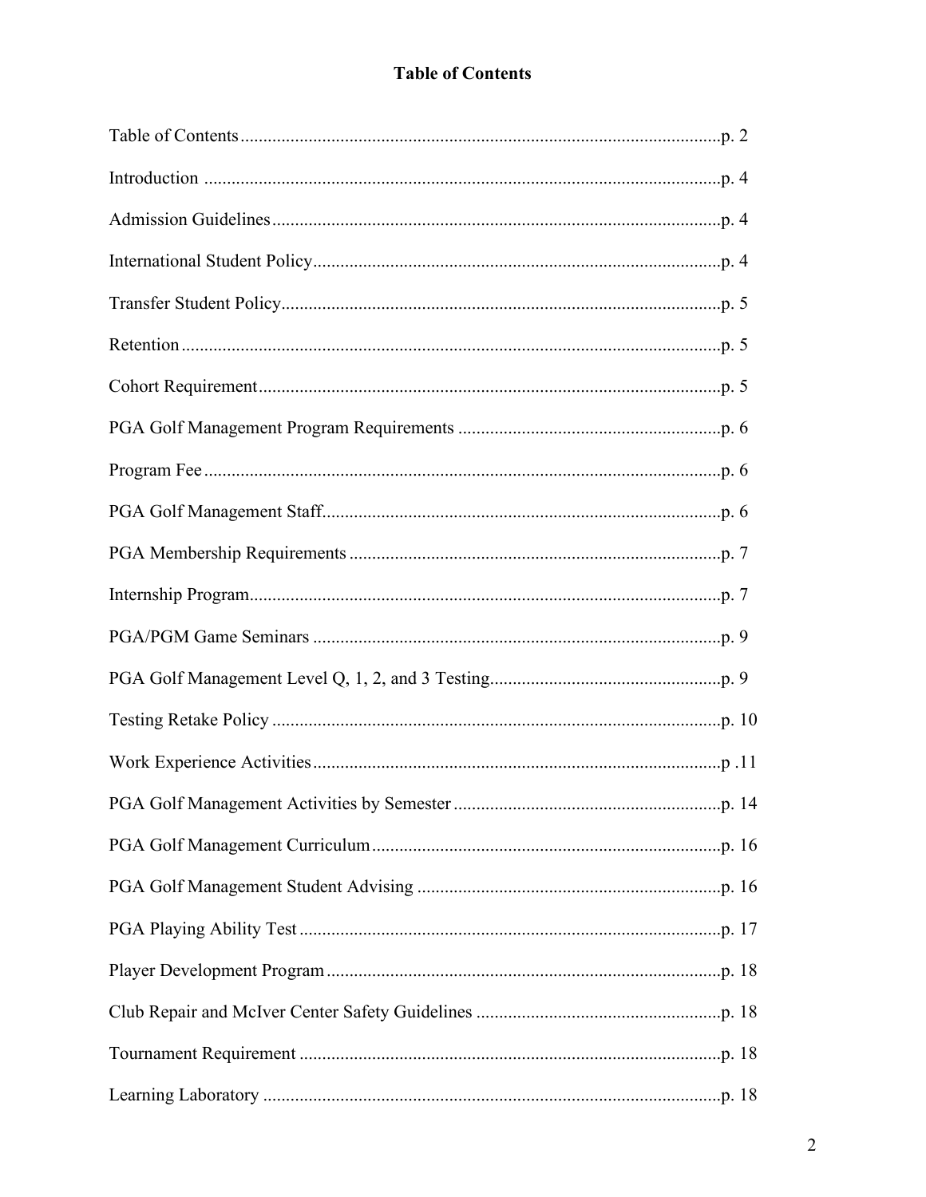# Table of Contents

Table of Contents........................................................................................................p. 2

Introduction ................................................................................................................p. 4

Admission Guidelines.................................................................................................p. 4

International Student Policy........................................................................................p. 4

Transfer Student Policy...............................................................................................p. 5

Retention.....................................................................................................................p. 5

Cohort Requirement....................................................................................................p. 5

PGA Golf Management Program Requirements .........................................................p. 6

Program Fee................................................................................................................p. 6

PGA Golf Management Staff......................................................................................p. 6

PGA Membership Requirements ................................................................................p. 7

Internship Program......................................................................................................p. 7

PGA/PGM Game Seminars ........................................................................................p. 9

PGA Golf Management Level Q, 1, 2, and 3 Testing..................................................p. 9

Testing Retake Policy .................................................................................................p. 10

Work Experience Activities........................................................................................p .11

PGA Golf Management Activities by Semester ..........................................................p. 14

PGA Golf Management Curriculum...........................................................................p. 16

PGA Golf Management Student Advising .................................................................p. 16

PGA Playing Ability Test ...........................................................................................p. 17

Player Development Program.....................................................................................p. 18

Club Repair and McIver Center Safety Guidelines .....................................................p. 18

Tournament Requirement ...........................................................................................p. 18

Learning Laboratory ...................................................................................................p. 18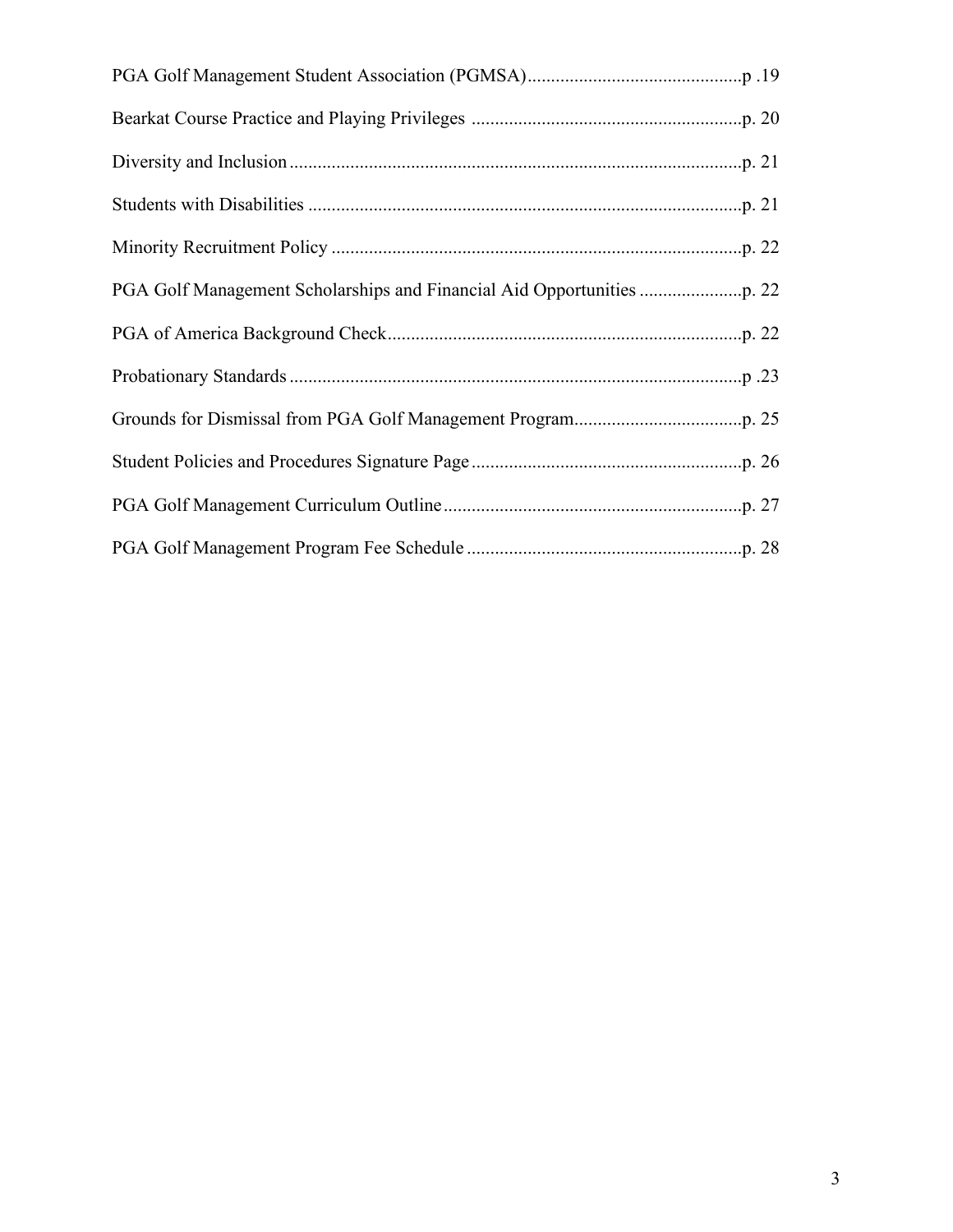PGA Golf Management Student Association (PGMSA)..............................................p .19

Bearkat Course Practice and Playing Privileges .........................................................p. 20

Diversity and Inclusion................................................................................................p. 21

Students with Disabilities ............................................................................................p. 21

Minority Recruitment Policy .......................................................................................p. 22

PGA Golf Management Scholarships and Financial Aid Opportunities ......................p. 22

PGA of America Background Check...........................................................................p. 22

Probationary Standards................................................................................................p .23

Grounds for Dismissal from PGA Golf Management Program...................................p. 25

Student Policies and Procedures Signature Page.........................................................p. 26

PGA Golf Management Curriculum Outline................................................................p. 27

PGA Golf Management Program Fee Schedule ..........................................................p. 28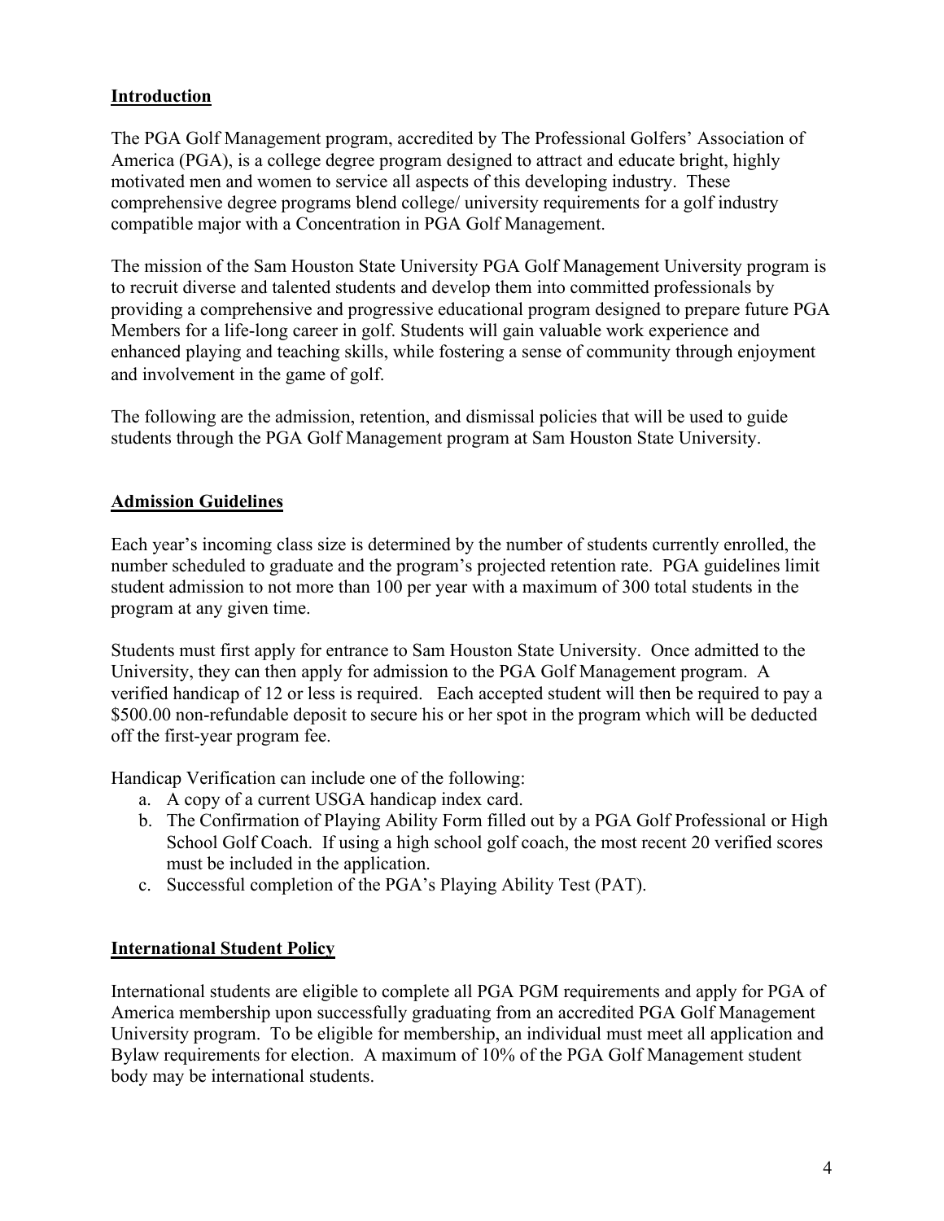## Introduction

The PGA Golf Management program, accredited by The Professional Golfers' Association of America (PGA), is a college degree program designed to attract and educate bright, highly motivated men and women to service all aspects of this developing industry. These comprehensive degree programs blend college/ university requirements for a golf industry compatible major with a Concentration in PGA Golf Management.

The mission of the Sam Houston State University PGA Golf Management University program is to recruit diverse and talented students and develop them into committed professionals by providing a comprehensive and progressive educational program designed to prepare future PGA Members for a life-long career in golf. Students will gain valuable work experience and enhanced playing and teaching skills, while fostering a sense of community through enjoyment and involvement in the game of golf.

The following are the admission, retention, and dismissal policies that will be used to guide students through the PGA Golf Management program at Sam Houston State University.

## Admission Guidelines

Each year's incoming class size is determined by the number of students currently enrolled, the number scheduled to graduate and the program's projected retention rate. PGA guidelines limit student admission to not more than 100 per year with a maximum of 300 total students in the program at any given time.

Students must first apply for entrance to Sam Houston State University. Once admitted to the University, they can then apply for admission to the PGA Golf Management program. A verified handicap of 12 or less is required. Each accepted student will then be required to pay a $500.00 non-refundable deposit to secure his or her spot in the program which will be deducted off the first-year program fee.

Handicap Verification can include one of the following:

a. A copy of a current USGA handicap index card.
b. The Confirmation of Playing Ability Form filled out by a PGA Golf Professional or High School Golf Coach. If using a high school golf coach, the most recent 20 verified scores must be included in the application.
c. Successful completion of the PGA's Playing Ability Test (PAT).

## International Student Policy

International students are eligible to complete all PGA PGM requirements and apply for PGA of America membership upon successfully graduating from an accredited PGA Golf Management University program. To be eligible for membership, an individual must meet all application and Bylaw requirements for election. A maximum of 10% of the PGA Golf Management student body may be international students.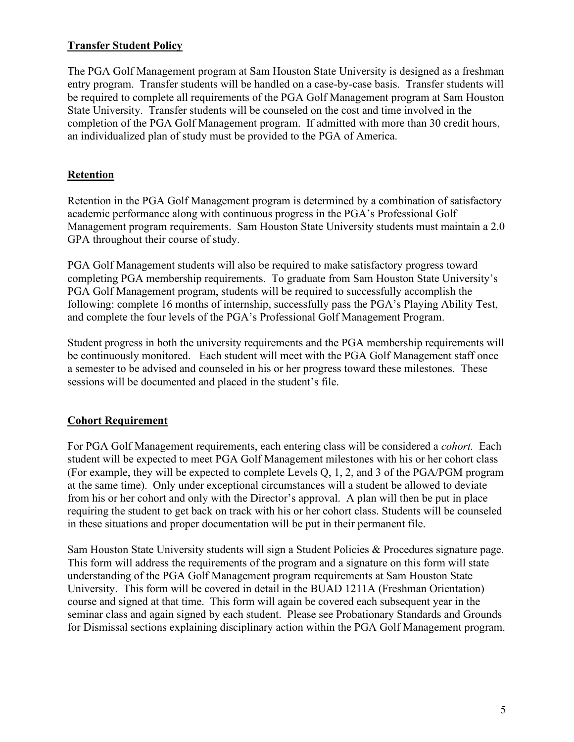## Transfer Student Policy

The PGA Golf Management program at Sam Houston State University is designed as a freshman entry program. Transfer students will be handled on a case-by-case basis. Transfer students will be required to complete all requirements of the PGA Golf Management program at Sam Houston State University. Transfer students will be counseled on the cost and time involved in the completion of the PGA Golf Management program. If admitted with more than 30 credit hours, an individualized plan of study must be provided to the PGA of America.

## Retention

Retention in the PGA Golf Management program is determined by a combination of satisfactory academic performance along with continuous progress in the PGA's Professional Golf Management program requirements. Sam Houston State University students must maintain a 2.0 GPA throughout their course of study.

PGA Golf Management students will also be required to make satisfactory progress toward completing PGA membership requirements. To graduate from Sam Houston State University's PGA Golf Management program, students will be required to successfully accomplish the following: complete 16 months of internship, successfully pass the PGA's Playing Ability Test, and complete the four levels of the PGA's Professional Golf Management Program.

Student progress in both the university requirements and the PGA membership requirements will be continuously monitored. Each student will meet with the PGA Golf Management staff once a semester to be advised and counseled in his or her progress toward these milestones. These sessions will be documented and placed in the student's file.

## Cohort Requirement

For PGA Golf Management requirements, each entering class will be considered a *cohort.* Each student will be expected to meet PGA Golf Management milestones with his or her cohort class (For example, they will be expected to complete Levels Q, 1, 2, and 3 of the PGA/PGM program at the same time). Only under exceptional circumstances will a student be allowed to deviate from his or her cohort and only with the Director's approval. A plan will then be put in place requiring the student to get back on track with his or her cohort class. Students will be counseled in these situations and proper documentation will be put in their permanent file.

Sam Houston State University students will sign a Student Policies & Procedures signature page. This form will address the requirements of the program and a signature on this form will state understanding of the PGA Golf Management program requirements at Sam Houston State University. This form will be covered in detail in the BUAD 1211A (Freshman Orientation) course and signed at that time. This form will again be covered each subsequent year in the seminar class and again signed by each student. Please see Probationary Standards and Grounds for Dismissal sections explaining disciplinary action within the PGA Golf Management program.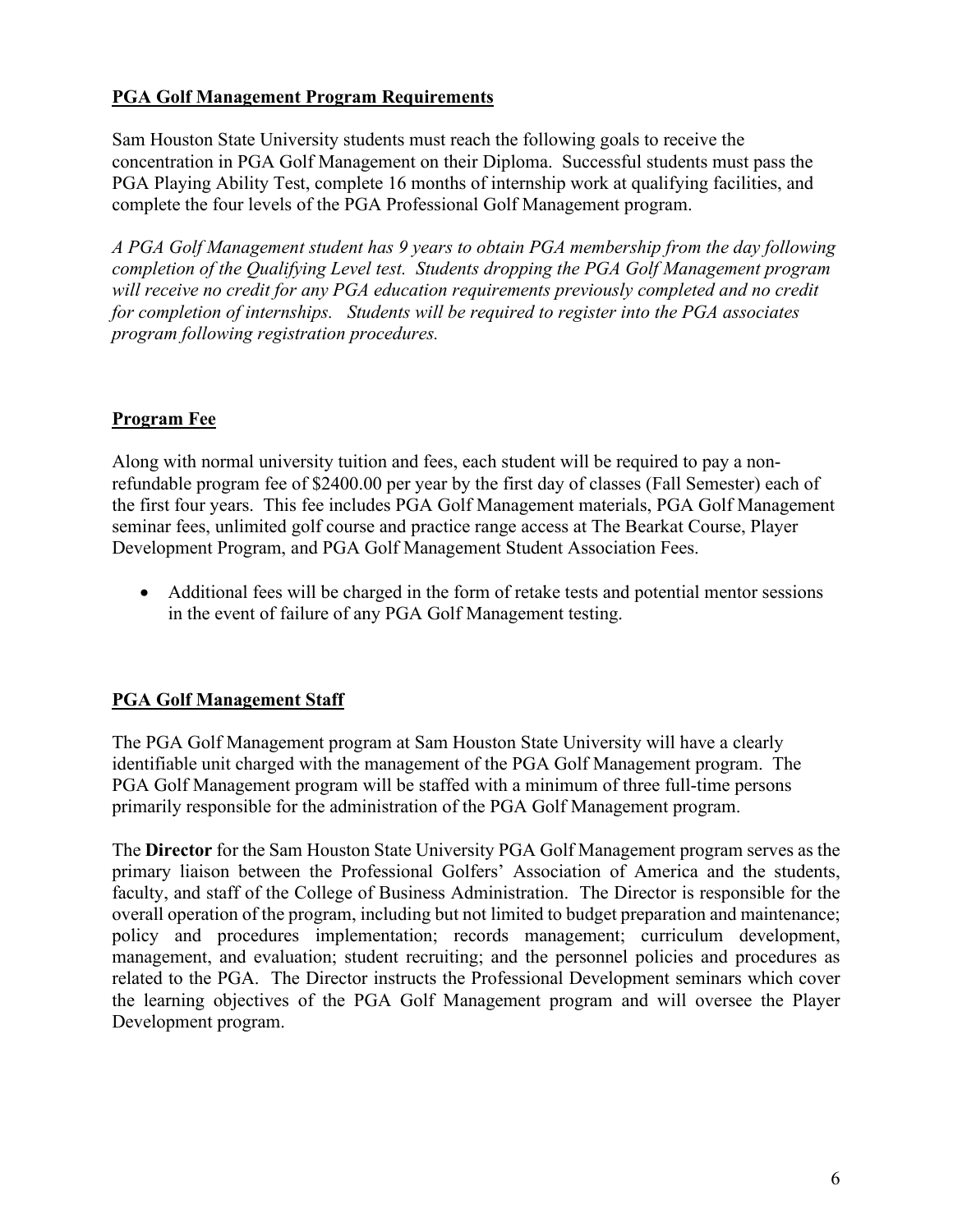## PGA Golf Management Program Requirements

Sam Houston State University students must reach the following goals to receive the concentration in PGA Golf Management on their Diploma. Successful students must pass the PGA Playing Ability Test, complete 16 months of internship work at qualifying facilities, and complete the four levels of the PGA Professional Golf Management program.

*A PGA Golf Management student has 9 years to obtain PGA membership from the day following completion of the Qualifying Level test. Students dropping the PGA Golf Management program will receive no credit for any PGA education requirements previously completed and no credit for completion of internships. Students will be required to register into the PGA associates program following registration procedures.*

## Program Fee

Along with normal university tuition and fees, each student will be required to pay a non-refundable program fee of $2400.00 per year by the first day of classes (Fall Semester) each of the first four years. This fee includes PGA Golf Management materials, PGA Golf Management seminar fees, unlimited golf course and practice range access at The Bearkat Course, Player Development Program, and PGA Golf Management Student Association Fees.

- Additional fees will be charged in the form of retake tests and potential mentor sessions in the event of failure of any PGA Golf Management testing.

## PGA Golf Management Staff

The PGA Golf Management program at Sam Houston State University will have a clearly identifiable unit charged with the management of the PGA Golf Management program. The PGA Golf Management program will be staffed with a minimum of three full-time persons primarily responsible for the administration of the PGA Golf Management program.

The **Director** for the Sam Houston State University PGA Golf Management program serves as the primary liaison between the Professional Golfers' Association of America and the students, faculty, and staff of the College of Business Administration. The Director is responsible for the overall operation of the program, including but not limited to budget preparation and maintenance; policy and procedures implementation; records management; curriculum development, management, and evaluation; student recruiting; and the personnel policies and procedures as related to the PGA. The Director instructs the Professional Development seminars which cover the learning objectives of the PGA Golf Management program and will oversee the Player Development program.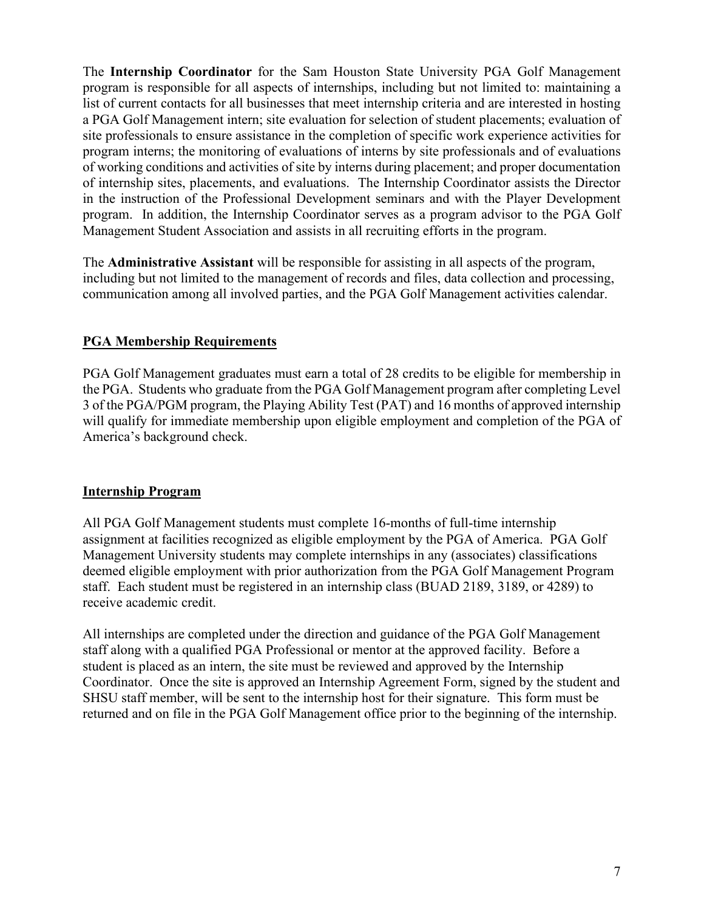The **Internship Coordinator** for the Sam Houston State University PGA Golf Management program is responsible for all aspects of internships, including but not limited to: maintaining a list of current contacts for all businesses that meet internship criteria and are interested in hosting a PGA Golf Management intern; site evaluation for selection of student placements; evaluation of site professionals to ensure assistance in the completion of specific work experience activities for program interns; the monitoring of evaluations of interns by site professionals and of evaluations of working conditions and activities of site by interns during placement; and proper documentation of internship sites, placements, and evaluations. The Internship Coordinator assists the Director in the instruction of the Professional Development seminars and with the Player Development program. In addition, the Internship Coordinator serves as a program advisor to the PGA Golf Management Student Association and assists in all recruiting efforts in the program.

The **Administrative Assistant** will be responsible for assisting in all aspects of the program, including but not limited to the management of records and files, data collection and processing, communication among all involved parties, and the PGA Golf Management activities calendar.

## PGA Membership Requirements

PGA Golf Management graduates must earn a total of 28 credits to be eligible for membership in the PGA. Students who graduate from the PGA Golf Management program after completing Level 3 of the PGA/PGM program, the Playing Ability Test (PAT) and 16 months of approved internship will qualify for immediate membership upon eligible employment and completion of the PGA of America's background check.

## Internship Program

All PGA Golf Management students must complete 16-months of full-time internship assignment at facilities recognized as eligible employment by the PGA of America. PGA Golf Management University students may complete internships in any (associates) classifications deemed eligible employment with prior authorization from the PGA Golf Management Program staff. Each student must be registered in an internship class (BUAD 2189, 3189, or 4289) to receive academic credit.

All internships are completed under the direction and guidance of the PGA Golf Management staff along with a qualified PGA Professional or mentor at the approved facility. Before a student is placed as an intern, the site must be reviewed and approved by the Internship Coordinator. Once the site is approved an Internship Agreement Form, signed by the student and SHSU staff member, will be sent to the internship host for their signature. This form must be returned and on file in the PGA Golf Management office prior to the beginning of the internship.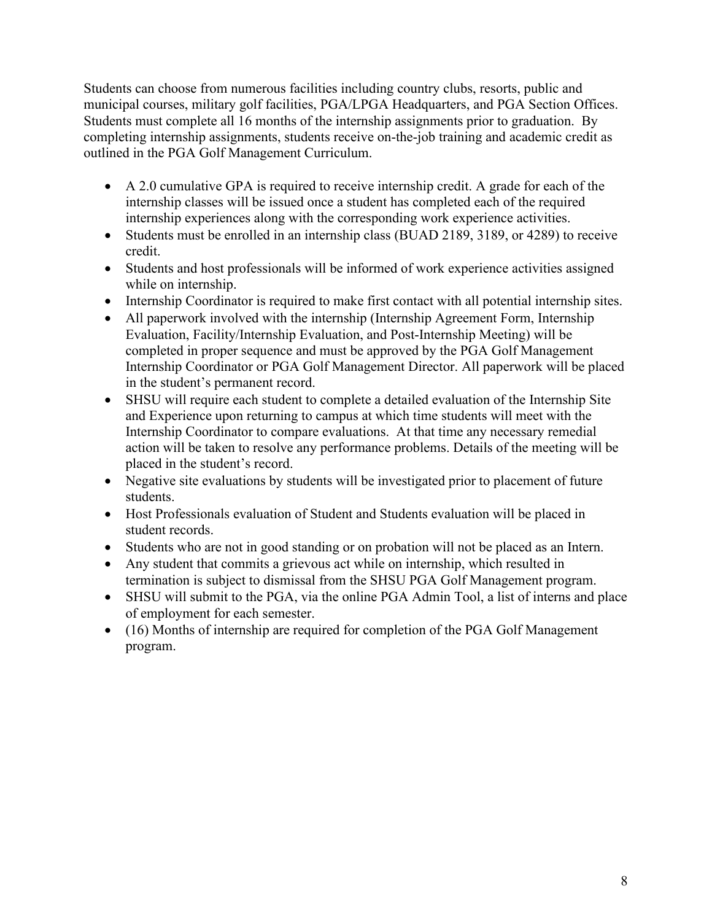Students can choose from numerous facilities including country clubs, resorts, public and municipal courses, military golf facilities, PGA/LPGA Headquarters, and PGA Section Offices. Students must complete all 16 months of the internship assignments prior to graduation. By completing internship assignments, students receive on-the-job training and academic credit as outlined in the PGA Golf Management Curriculum.

- A 2.0 cumulative GPA is required to receive internship credit. A grade for each of the internship classes will be issued once a student has completed each of the required internship experiences along with the corresponding work experience activities.
- Students must be enrolled in an internship class (BUAD 2189, 3189, or 4289) to receive credit.
- Students and host professionals will be informed of work experience activities assigned while on internship.
- Internship Coordinator is required to make first contact with all potential internship sites.
- All paperwork involved with the internship (Internship Agreement Form, Internship Evaluation, Facility/Internship Evaluation, and Post-Internship Meeting) will be completed in proper sequence and must be approved by the PGA Golf Management Internship Coordinator or PGA Golf Management Director. All paperwork will be placed in the student's permanent record.
- SHSU will require each student to complete a detailed evaluation of the Internship Site and Experience upon returning to campus at which time students will meet with the Internship Coordinator to compare evaluations. At that time any necessary remedial action will be taken to resolve any performance problems. Details of the meeting will be placed in the student's record.
- Negative site evaluations by students will be investigated prior to placement of future students.
- Host Professionals evaluation of Student and Students evaluation will be placed in student records.
- Students who are not in good standing or on probation will not be placed as an Intern.
- Any student that commits a grievous act while on internship, which resulted in termination is subject to dismissal from the SHSU PGA Golf Management program.
- SHSU will submit to the PGA, via the online PGA Admin Tool, a list of interns and place of employment for each semester.
- (16) Months of internship are required for completion of the PGA Golf Management program.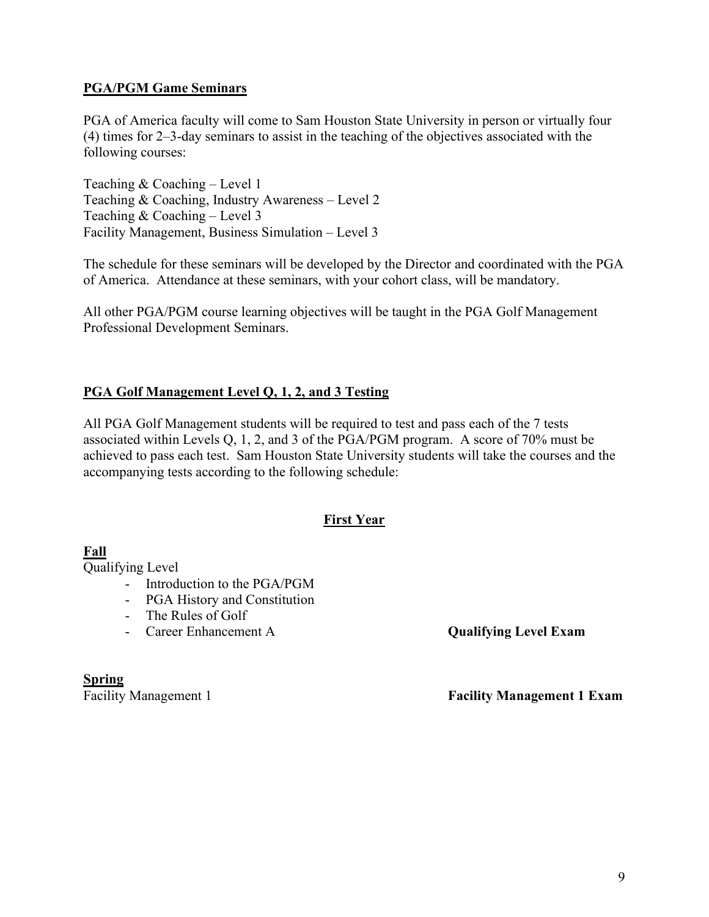**PGA/PGM Game Seminars**

PGA of America faculty will come to Sam Houston State University in person or virtually four (4) times for 2–3-day seminars to assist in the teaching of the objectives associated with the following courses:

Teaching & Coaching – Level 1
Teaching & Coaching, Industry Awareness – Level 2
Teaching & Coaching – Level 3
Facility Management, Business Simulation – Level 3

The schedule for these seminars will be developed by the Director and coordinated with the PGA of America. Attendance at these seminars, with your cohort class, will be mandatory.

All other PGA/PGM course learning objectives will be taught in the PGA Golf Management Professional Development Seminars.

**PGA Golf Management Level Q, 1, 2, and 3 Testing**

All PGA Golf Management students will be required to test and pass each of the 7 tests associated within Levels Q, 1, 2, and 3 of the PGA/PGM program. A score of 70% must be achieved to pass each test. Sam Houston State University students will take the courses and the accompanying tests according to the following schedule:

**First Year**

**Fall**
Qualifying Level

- Introduction to the PGA/PGM
- PGA History and Constitution
- The Rules of Golf
- Career Enhancement A — **Qualifying Level Exam**

**Spring**
Facility Management 1 — **Facility Management 1 Exam**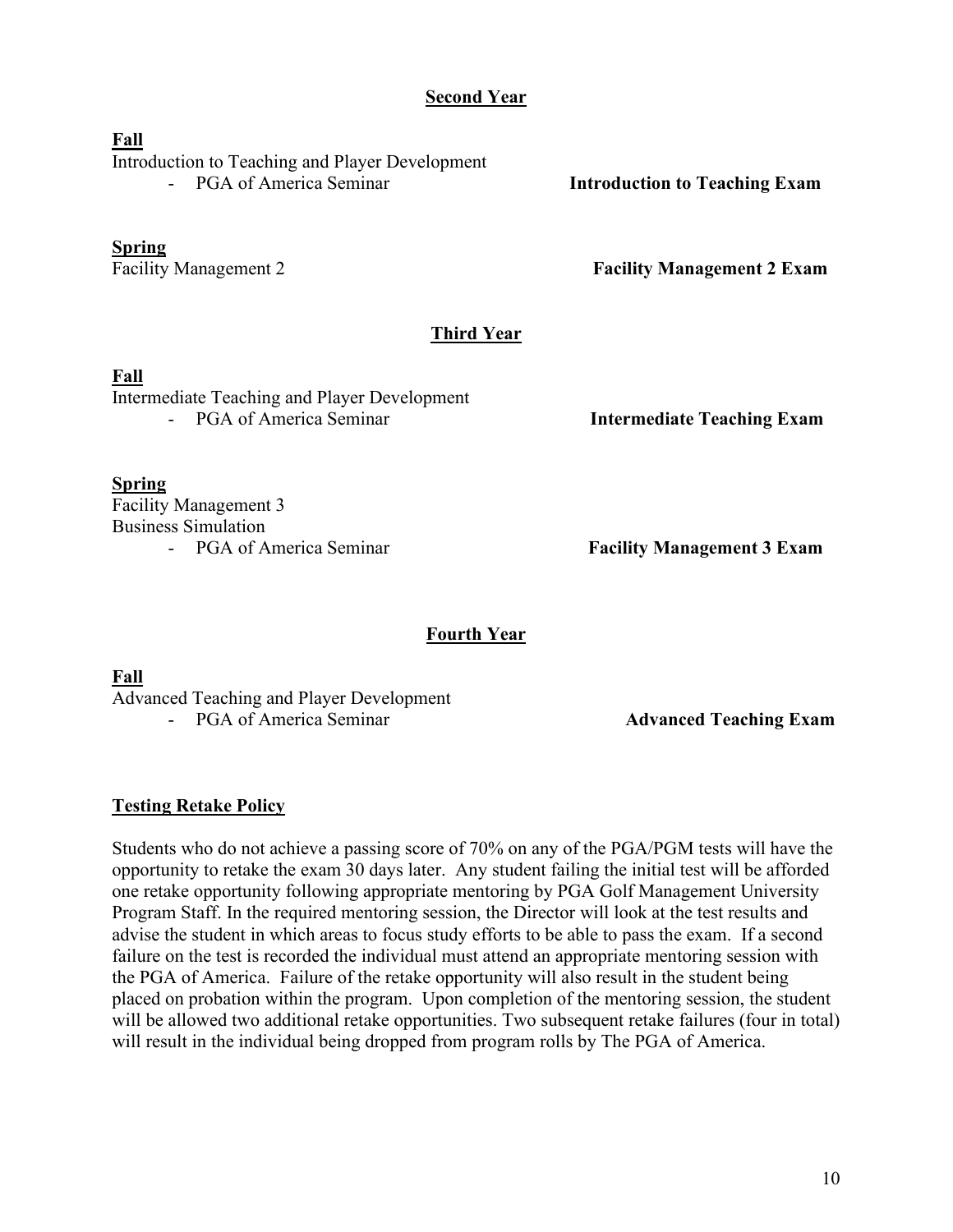## Second Year

**Fall**

Introduction to Teaching and Player Development
- PGA of America Seminar — **Introduction to Teaching Exam**

**Spring**

Facility Management 2 — **Facility Management 2 Exam**

## Third Year

**Fall**

Intermediate Teaching and Player Development
- PGA of America Seminar — **Intermediate Teaching Exam**

**Spring**

Facility Management 3
Business Simulation
- PGA of America Seminar — **Facility Management 3 Exam**

## Fourth Year

**Fall**

Advanced Teaching and Player Development
- PGA of America Seminar — **Advanced Teaching Exam**

## Testing Retake Policy

Students who do not achieve a passing score of 70% on any of the PGA/PGM tests will have the opportunity to retake the exam 30 days later. Any student failing the initial test will be afforded one retake opportunity following appropriate mentoring by PGA Golf Management University Program Staff. In the required mentoring session, the Director will look at the test results and advise the student in which areas to focus study efforts to be able to pass the exam. If a second failure on the test is recorded the individual must attend an appropriate mentoring session with the PGA of America. Failure of the retake opportunity will also result in the student being placed on probation within the program. Upon completion of the mentoring session, the student will be allowed two additional retake opportunities. Two subsequent retake failures (four in total) will result in the individual being dropped from program rolls by The PGA of America.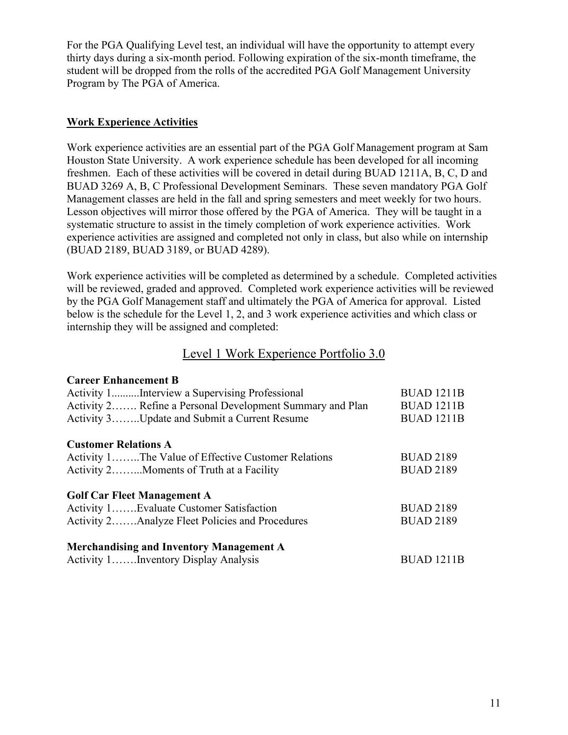For the PGA Qualifying Level test, an individual will have the opportunity to attempt every thirty days during a six-month period. Following expiration of the six-month timeframe, the student will be dropped from the rolls of the accredited PGA Golf Management University Program by The PGA of America.

**Work Experience Activities**

Work experience activities are an essential part of the PGA Golf Management program at Sam Houston State University. A work experience schedule has been developed for all incoming freshmen. Each of these activities will be covered in detail during BUAD 1211A, B, C, D and BUAD 3269 A, B, C Professional Development Seminars. These seven mandatory PGA Golf Management classes are held in the fall and spring semesters and meet weekly for two hours. Lesson objectives will mirror those offered by the PGA of America. They will be taught in a systematic structure to assist in the timely completion of work experience activities. Work experience activities are assigned and completed not only in class, but also while on internship (BUAD 2189, BUAD 3189, or BUAD 4289).

Work experience activities will be completed as determined by a schedule. Completed activities will be reviewed, graded and approved. Completed work experience activities will be reviewed by the PGA Golf Management staff and ultimately the PGA of America for approval. Listed below is the schedule for the Level 1, 2, and 3 work experience activities and which class or internship they will be assigned and completed:

## Level 1 Work Experience Portfolio 3.0

**Career Enhancement B**

| | |
|---|---|
| Activity 1..........Interview a Supervising Professional | BUAD 1211B |
| Activity 2……. Refine a Personal Development Summary and Plan | BUAD 1211B |
| Activity 3……..Update and Submit a Current Resume | BUAD 1211B |

**Customer Relations A**

| | |
|---|---|
| Activity 1……..The Value of Effective Customer Relations | BUAD 2189 |
| Activity 2……...Moments of Truth at a Facility | BUAD 2189 |

**Golf Car Fleet Management A**

| | |
|---|---|
| Activity 1…….Evaluate Customer Satisfaction | BUAD 2189 |
| Activity 2…….Analyze Fleet Policies and Procedures | BUAD 2189 |

**Merchandising and Inventory Management A**

| | |
|---|---|
| Activity 1…….Inventory Display Analysis | BUAD 1211B |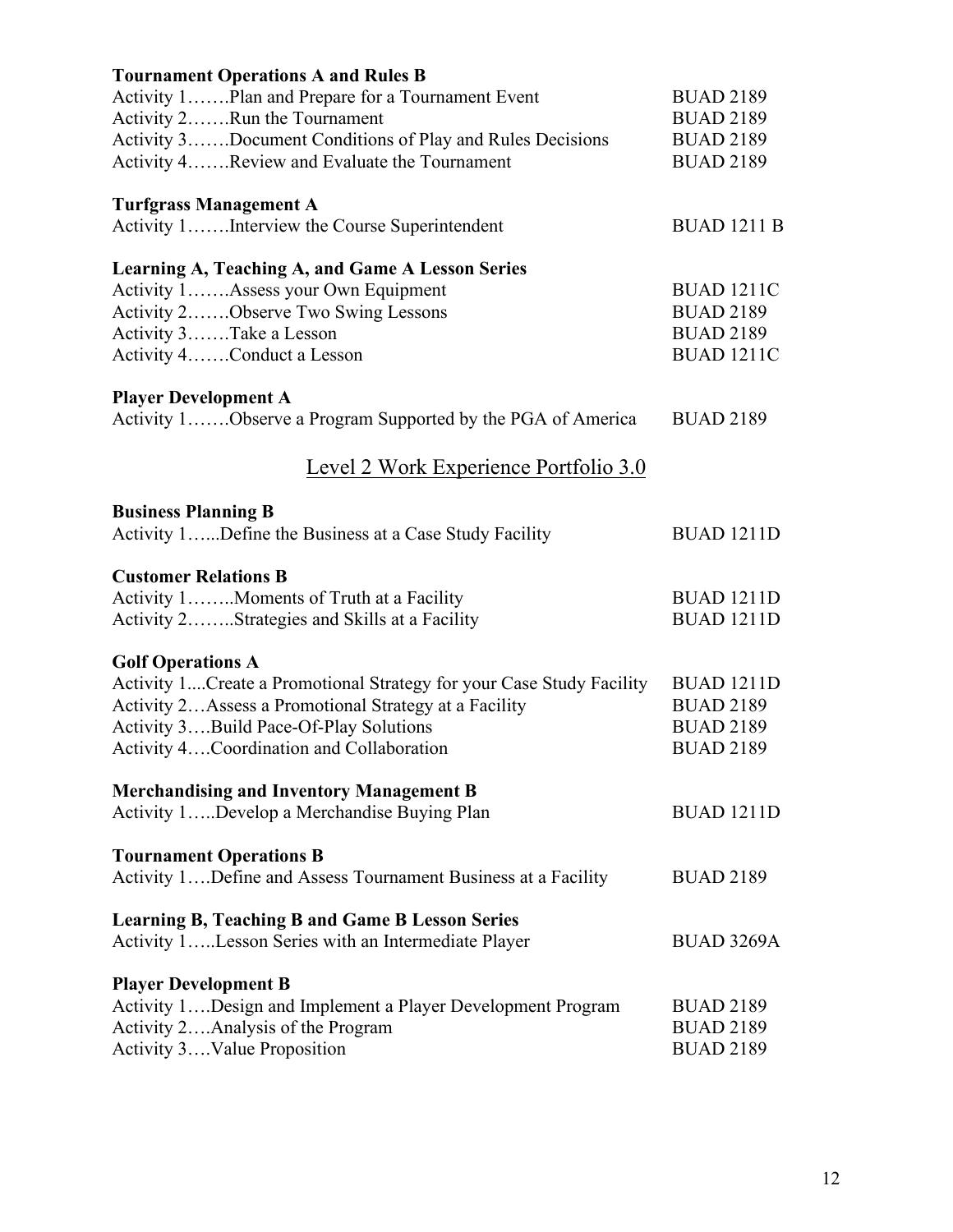**Tournament Operations A and Rules B**

| | |
|---|---|
| Activity 1…….Plan and Prepare for a Tournament Event | BUAD 2189 |
| Activity 2…….Run the Tournament | BUAD 2189 |
| Activity 3…….Document Conditions of Play and Rules Decisions | BUAD 2189 |
| Activity 4…….Review and Evaluate the Tournament | BUAD 2189 |

**Turfgrass Management A**

| | |
|---|---|
| Activity 1…….Interview the Course Superintendent | BUAD 1211 B |

**Learning A, Teaching A, and Game A Lesson Series**

| | |
|---|---|
| Activity 1…….Assess your Own Equipment | BUAD 1211C |
| Activity 2…….Observe Two Swing Lessons | BUAD 2189 |
| Activity 3…….Take a Lesson | BUAD 2189 |
| Activity 4…….Conduct a Lesson | BUAD 1211C |

**Player Development A**

| | |
|---|---|
| Activity 1…….Observe a Program Supported by the PGA of America | BUAD 2189 |

## Level 2 Work Experience Portfolio 3.0

**Business Planning B**

| | |
|---|---|
| Activity 1…...Define the Business at a Case Study Facility | BUAD 1211D |

**Customer Relations B**

| | |
|---|---|
| Activity 1……..Moments of Truth at a Facility | BUAD 1211D |
| Activity 2……..Strategies and Skills at a Facility | BUAD 1211D |

**Golf Operations A**

| | |
|---|---|
| Activity 1....Create a Promotional Strategy for your Case Study Facility | BUAD 1211D |
| Activity 2…Assess a Promotional Strategy at a Facility | BUAD 2189 |
| Activity 3….Build Pace-Of-Play Solutions | BUAD 2189 |
| Activity 4….Coordination and Collaboration | BUAD 2189 |

**Merchandising and Inventory Management B**

| | |
|---|---|
| Activity 1…..Develop a Merchandise Buying Plan | BUAD 1211D |

**Tournament Operations B**

| | |
|---|---|
| Activity 1….Define and Assess Tournament Business at a Facility | BUAD 2189 |

**Learning B, Teaching B and Game B Lesson Series**

| | |
|---|---|
| Activity 1…..Lesson Series with an Intermediate Player | BUAD 3269A |

**Player Development B**

| | |
|---|---|
| Activity 1….Design and Implement a Player Development Program | BUAD 2189 |
| Activity 2….Analysis of the Program | BUAD 2189 |
| Activity 3….Value Proposition | BUAD 2189 |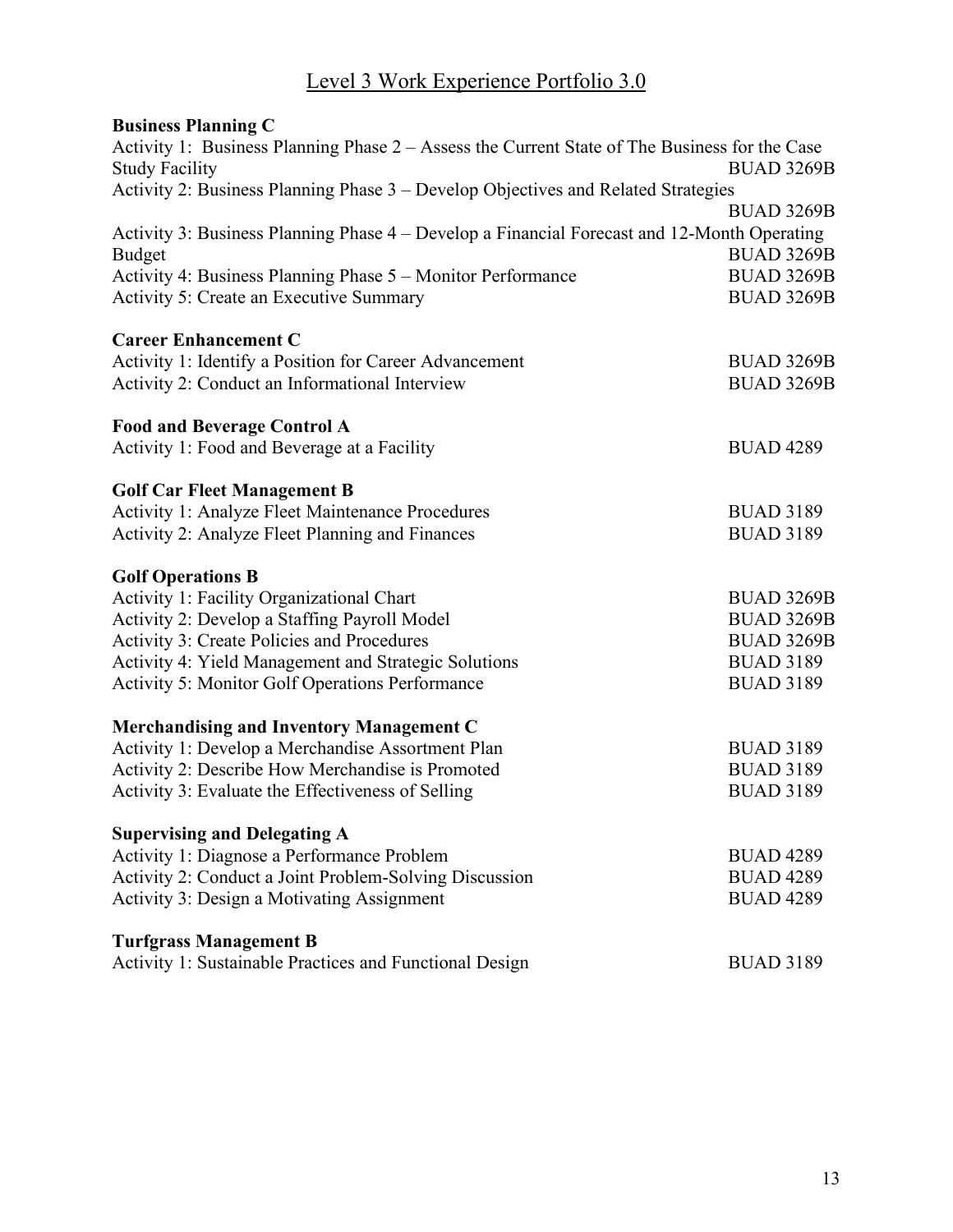# Level 3 Work Experience Portfolio 3.0

**Business Planning C**

| Activity | Course |
|---|---|
| Activity 1: Business Planning Phase 2 – Assess the Current State of The Business for the Case Study Facility | BUAD 3269B |
| Activity 2: Business Planning Phase 3 – Develop Objectives and Related Strategies | BUAD 3269B |
| Activity 3: Business Planning Phase 4 – Develop a Financial Forecast and 12-Month Operating Budget | BUAD 3269B |
| Activity 4: Business Planning Phase 5 – Monitor Performance | BUAD 3269B |
| Activity 5: Create an Executive Summary | BUAD 3269B |

**Career Enhancement C**

| Activity | Course |
|---|---|
| Activity 1: Identify a Position for Career Advancement | BUAD 3269B |
| Activity 2: Conduct an Informational Interview | BUAD 3269B |

**Food and Beverage Control A**

| Activity | Course |
|---|---|
| Activity 1: Food and Beverage at a Facility | BUAD 4289 |

**Golf Car Fleet Management B**

| Activity | Course |
|---|---|
| Activity 1: Analyze Fleet Maintenance Procedures | BUAD 3189 |
| Activity 2: Analyze Fleet Planning and Finances | BUAD 3189 |

**Golf Operations B**

| Activity | Course |
|---|---|
| Activity 1: Facility Organizational Chart | BUAD 3269B |
| Activity 2: Develop a Staffing Payroll Model | BUAD 3269B |
| Activity 3: Create Policies and Procedures | BUAD 3269B |
| Activity 4: Yield Management and Strategic Solutions | BUAD 3189 |
| Activity 5: Monitor Golf Operations Performance | BUAD 3189 |

**Merchandising and Inventory Management C**

| Activity | Course |
|---|---|
| Activity 1: Develop a Merchandise Assortment Plan | BUAD 3189 |
| Activity 2: Describe How Merchandise is Promoted | BUAD 3189 |
| Activity 3: Evaluate the Effectiveness of Selling | BUAD 3189 |

**Supervising and Delegating A**

| Activity | Course |
|---|---|
| Activity 1: Diagnose a Performance Problem | BUAD 4289 |
| Activity 2: Conduct a Joint Problem-Solving Discussion | BUAD 4289 |
| Activity 3: Design a Motivating Assignment | BUAD 4289 |

**Turfgrass Management B**

| Activity | Course |
|---|---|
| Activity 1: Sustainable Practices and Functional Design | BUAD 3189 |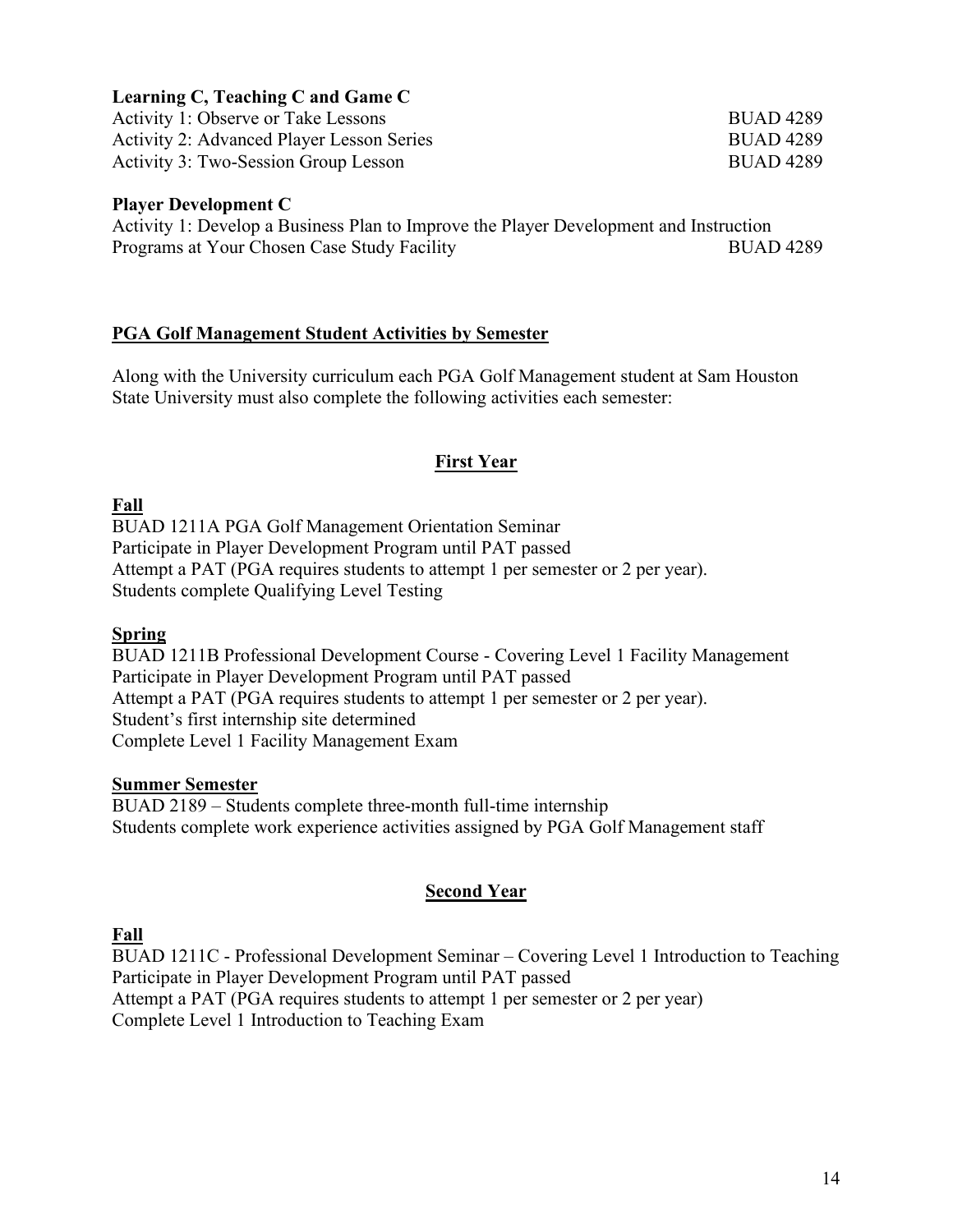**Learning C, Teaching C and Game C**

Activity 1: Observe or Take Lessons BUAD 4289
Activity 2: Advanced Player Lesson Series BUAD 4289
Activity 3: Two-Session Group Lesson BUAD 4289

**Player Development C**

Activity 1: Develop a Business Plan to Improve the Player Development and Instruction Programs at Your Chosen Case Study Facility BUAD 4289

## PGA Golf Management Student Activities by Semester

Along with the University curriculum each PGA Golf Management student at Sam Houston State University must also complete the following activities each semester:

### First Year

**Fall**

BUAD 1211A PGA Golf Management Orientation Seminar
Participate in Player Development Program until PAT passed
Attempt a PAT (PGA requires students to attempt 1 per semester or 2 per year).
Students complete Qualifying Level Testing

**Spring**

BUAD 1211B Professional Development Course - Covering Level 1 Facility Management
Participate in Player Development Program until PAT passed
Attempt a PAT (PGA requires students to attempt 1 per semester or 2 per year).
Student's first internship site determined
Complete Level 1 Facility Management Exam

**Summer Semester**

BUAD 2189 – Students complete three-month full-time internship
Students complete work experience activities assigned by PGA Golf Management staff

### Second Year

**Fall**

BUAD 1211C - Professional Development Seminar – Covering Level 1 Introduction to Teaching
Participate in Player Development Program until PAT passed
Attempt a PAT (PGA requires students to attempt 1 per semester or 2 per year)
Complete Level 1 Introduction to Teaching Exam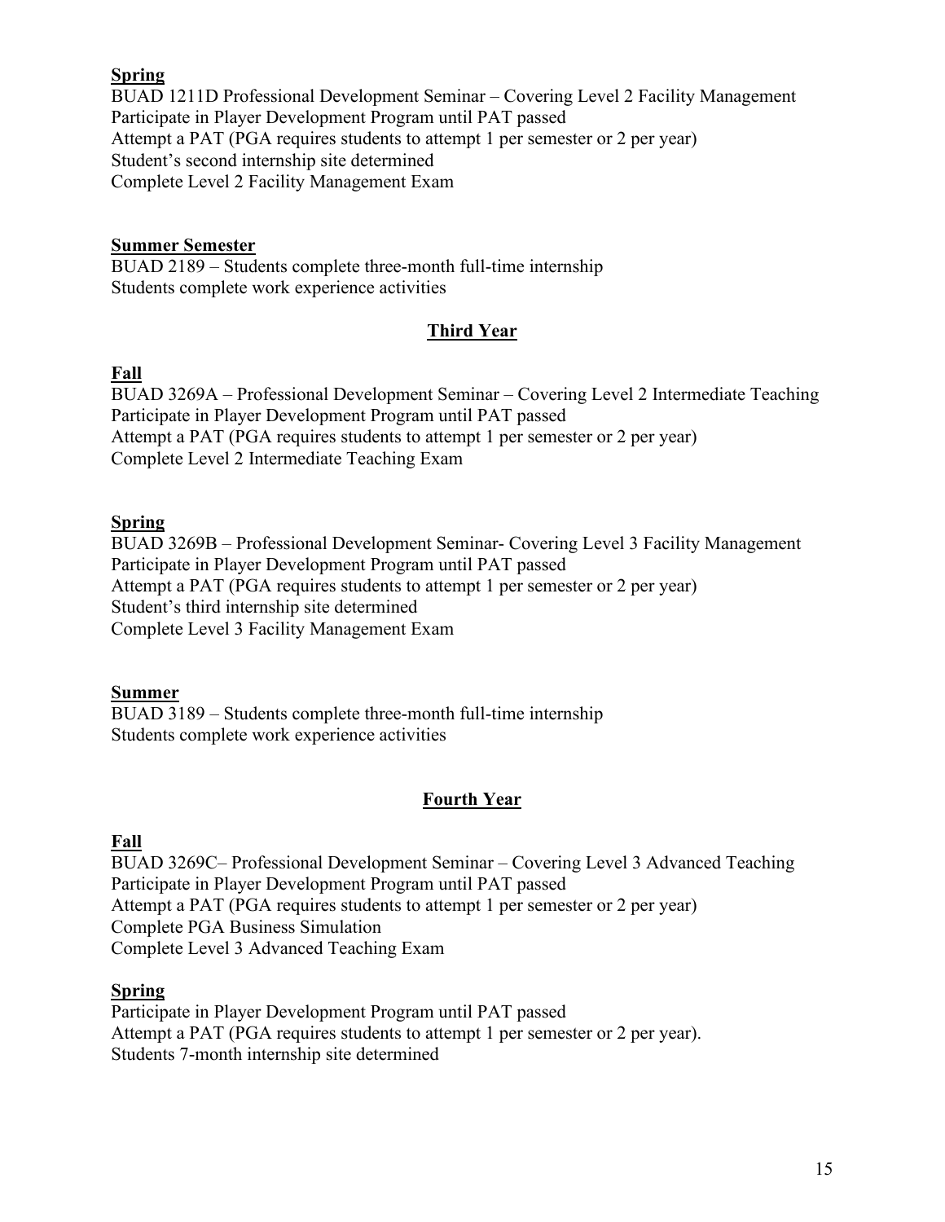**Spring**

BUAD 1211D Professional Development Seminar – Covering Level 2 Facility Management
Participate in Player Development Program until PAT passed
Attempt a PAT (PGA requires students to attempt 1 per semester or 2 per year)
Student's second internship site determined
Complete Level 2 Facility Management Exam

**Summer Semester**

BUAD 2189 – Students complete three-month full-time internship
Students complete work experience activities

## Third Year

**Fall**

BUAD 3269A – Professional Development Seminar – Covering Level 2 Intermediate Teaching
Participate in Player Development Program until PAT passed
Attempt a PAT (PGA requires students to attempt 1 per semester or 2 per year)
Complete Level 2 Intermediate Teaching Exam

**Spring**

BUAD 3269B – Professional Development Seminar- Covering Level 3 Facility Management
Participate in Player Development Program until PAT passed
Attempt a PAT (PGA requires students to attempt 1 per semester or 2 per year)
Student's third internship site determined
Complete Level 3 Facility Management Exam

**Summer**

BUAD 3189 – Students complete three-month full-time internship
Students complete work experience activities

## Fourth Year

**Fall**

BUAD 3269C– Professional Development Seminar – Covering Level 3 Advanced Teaching
Participate in Player Development Program until PAT passed
Attempt a PAT (PGA requires students to attempt 1 per semester or 2 per year)
Complete PGA Business Simulation
Complete Level 3 Advanced Teaching Exam

**Spring**

Participate in Player Development Program until PAT passed
Attempt a PAT (PGA requires students to attempt 1 per semester or 2 per year).
Students 7-month internship site determined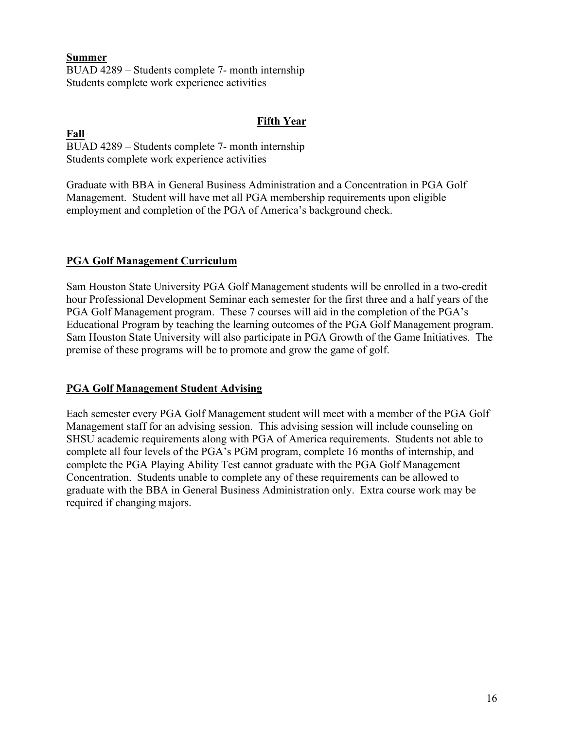**Summer**
BUAD 4289 – Students complete 7- month internship
Students complete work experience activities

## Fifth Year

**Fall**
BUAD 4289 – Students complete 7- month internship
Students complete work experience activities

Graduate with BBA in General Business Administration and a Concentration in PGA Golf Management. Student will have met all PGA membership requirements upon eligible employment and completion of the PGA of America's background check.

## PGA Golf Management Curriculum

Sam Houston State University PGA Golf Management students will be enrolled in a two-credit hour Professional Development Seminar each semester for the first three and a half years of the PGA Golf Management program. These 7 courses will aid in the completion of the PGA's Educational Program by teaching the learning outcomes of the PGA Golf Management program. Sam Houston State University will also participate in PGA Growth of the Game Initiatives. The premise of these programs will be to promote and grow the game of golf.

## PGA Golf Management Student Advising

Each semester every PGA Golf Management student will meet with a member of the PGA Golf Management staff for an advising session. This advising session will include counseling on SHSU academic requirements along with PGA of America requirements. Students not able to complete all four levels of the PGA's PGM program, complete 16 months of internship, and complete the PGA Playing Ability Test cannot graduate with the PGA Golf Management Concentration. Students unable to complete any of these requirements can be allowed to graduate with the BBA in General Business Administration only. Extra course work may be required if changing majors.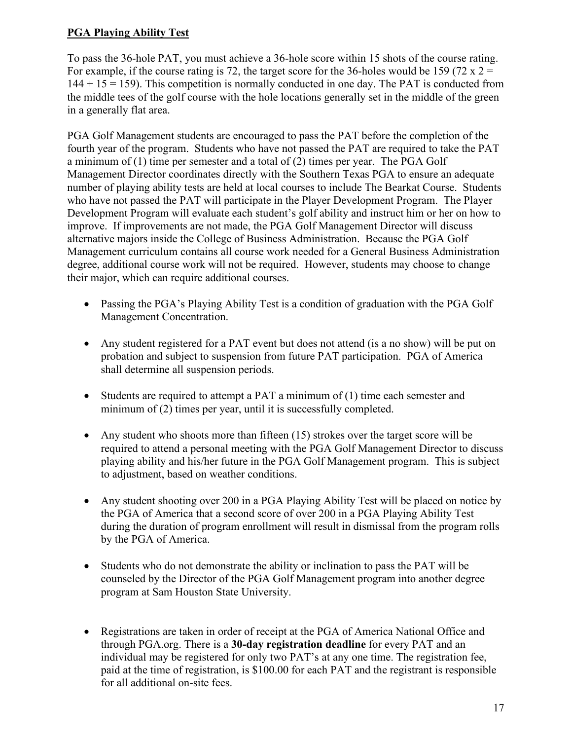## **PGA Playing Ability Test**

To pass the 36-hole PAT, you must achieve a 36-hole score within 15 shots of the course rating. For example, if the course rating is 72, the target score for the 36-holes would be 159 (72 x 2 = 144 + 15 = 159). This competition is normally conducted in one day. The PAT is conducted from the middle tees of the golf course with the hole locations generally set in the middle of the green in a generally flat area.

PGA Golf Management students are encouraged to pass the PAT before the completion of the fourth year of the program. Students who have not passed the PAT are required to take the PAT a minimum of (1) time per semester and a total of (2) times per year. The PGA Golf Management Director coordinates directly with the Southern Texas PGA to ensure an adequate number of playing ability tests are held at local courses to include The Bearkat Course. Students who have not passed the PAT will participate in the Player Development Program. The Player Development Program will evaluate each student's golf ability and instruct him or her on how to improve. If improvements are not made, the PGA Golf Management Director will discuss alternative majors inside the College of Business Administration. Because the PGA Golf Management curriculum contains all course work needed for a General Business Administration degree, additional course work will not be required. However, students may choose to change their major, which can require additional courses.

- Passing the PGA's Playing Ability Test is a condition of graduation with the PGA Golf Management Concentration.
- Any student registered for a PAT event but does not attend (is a no show) will be put on probation and subject to suspension from future PAT participation. PGA of America shall determine all suspension periods.
- Students are required to attempt a PAT a minimum of (1) time each semester and minimum of (2) times per year, until it is successfully completed.
- Any student who shoots more than fifteen (15) strokes over the target score will be required to attend a personal meeting with the PGA Golf Management Director to discuss playing ability and his/her future in the PGA Golf Management program. This is subject to adjustment, based on weather conditions.
- Any student shooting over 200 in a PGA Playing Ability Test will be placed on notice by the PGA of America that a second score of over 200 in a PGA Playing Ability Test during the duration of program enrollment will result in dismissal from the program rolls by the PGA of America.
- Students who do not demonstrate the ability or inclination to pass the PAT will be counseled by the Director of the PGA Golf Management program into another degree program at Sam Houston State University.
- Registrations are taken in order of receipt at the PGA of America National Office and through PGA.org. There is a **30-day registration deadline** for every PAT and an individual may be registered for only two PAT's at any one time. The registration fee, paid at the time of registration, is $100.00 for each PAT and the registrant is responsible for all additional on-site fees.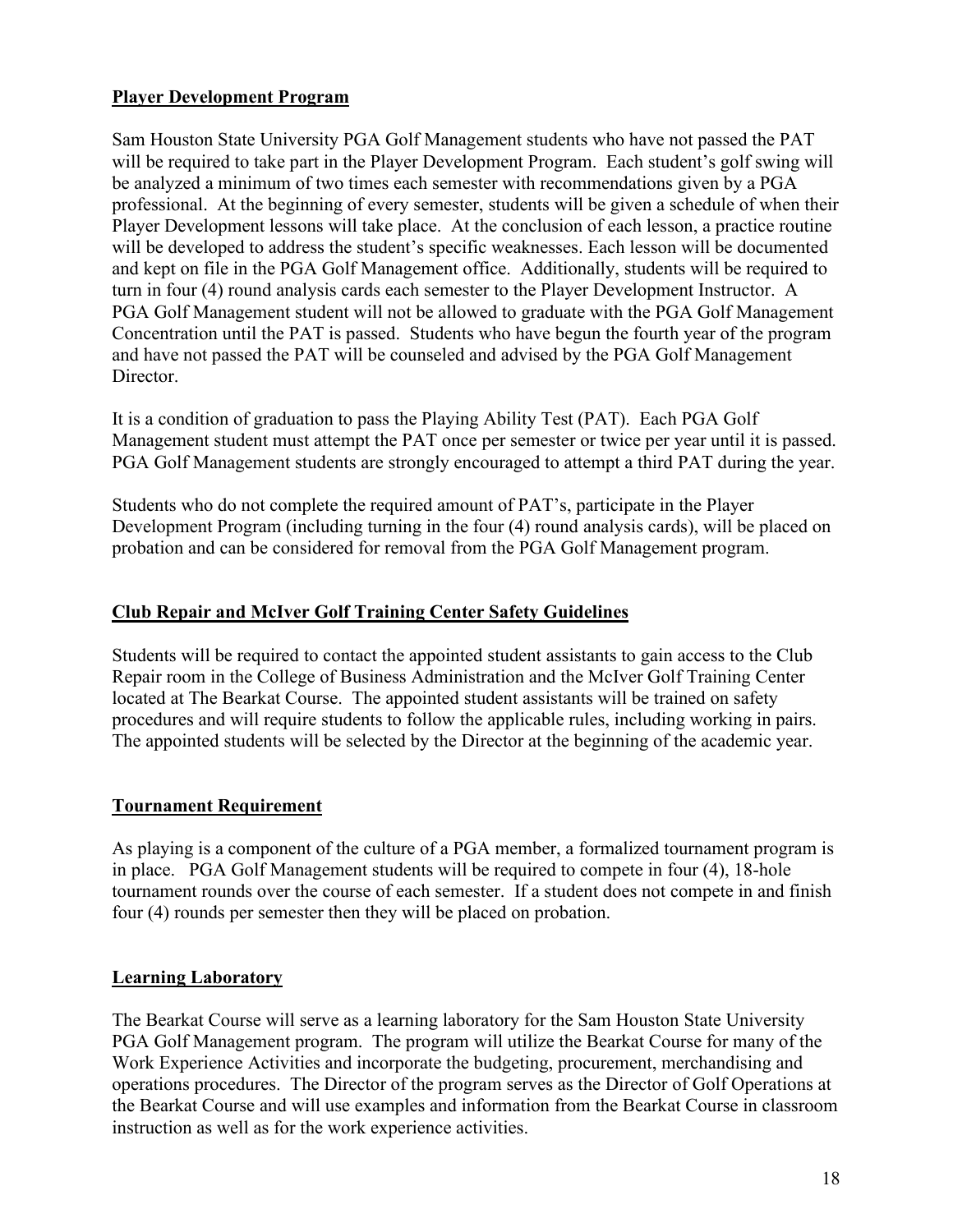## Player Development Program

Sam Houston State University PGA Golf Management students who have not passed the PAT will be required to take part in the Player Development Program. Each student's golf swing will be analyzed a minimum of two times each semester with recommendations given by a PGA professional. At the beginning of every semester, students will be given a schedule of when their Player Development lessons will take place. At the conclusion of each lesson, a practice routine will be developed to address the student's specific weaknesses. Each lesson will be documented and kept on file in the PGA Golf Management office. Additionally, students will be required to turn in four (4) round analysis cards each semester to the Player Development Instructor. A PGA Golf Management student will not be allowed to graduate with the PGA Golf Management Concentration until the PAT is passed. Students who have begun the fourth year of the program and have not passed the PAT will be counseled and advised by the PGA Golf Management Director.

It is a condition of graduation to pass the Playing Ability Test (PAT). Each PGA Golf Management student must attempt the PAT once per semester or twice per year until it is passed. PGA Golf Management students are strongly encouraged to attempt a third PAT during the year.

Students who do not complete the required amount of PAT's, participate in the Player Development Program (including turning in the four (4) round analysis cards), will be placed on probation and can be considered for removal from the PGA Golf Management program.

## Club Repair and McIver Golf Training Center Safety Guidelines

Students will be required to contact the appointed student assistants to gain access to the Club Repair room in the College of Business Administration and the McIver Golf Training Center located at The Bearkat Course. The appointed student assistants will be trained on safety procedures and will require students to follow the applicable rules, including working in pairs. The appointed students will be selected by the Director at the beginning of the academic year.

## Tournament Requirement

As playing is a component of the culture of a PGA member, a formalized tournament program is in place. PGA Golf Management students will be required to compete in four (4), 18-hole tournament rounds over the course of each semester. If a student does not compete in and finish four (4) rounds per semester then they will be placed on probation.

## Learning Laboratory

The Bearkat Course will serve as a learning laboratory for the Sam Houston State University PGA Golf Management program. The program will utilize the Bearkat Course for many of the Work Experience Activities and incorporate the budgeting, procurement, merchandising and operations procedures. The Director of the program serves as the Director of Golf Operations at the Bearkat Course and will use examples and information from the Bearkat Course in classroom instruction as well as for the work experience activities.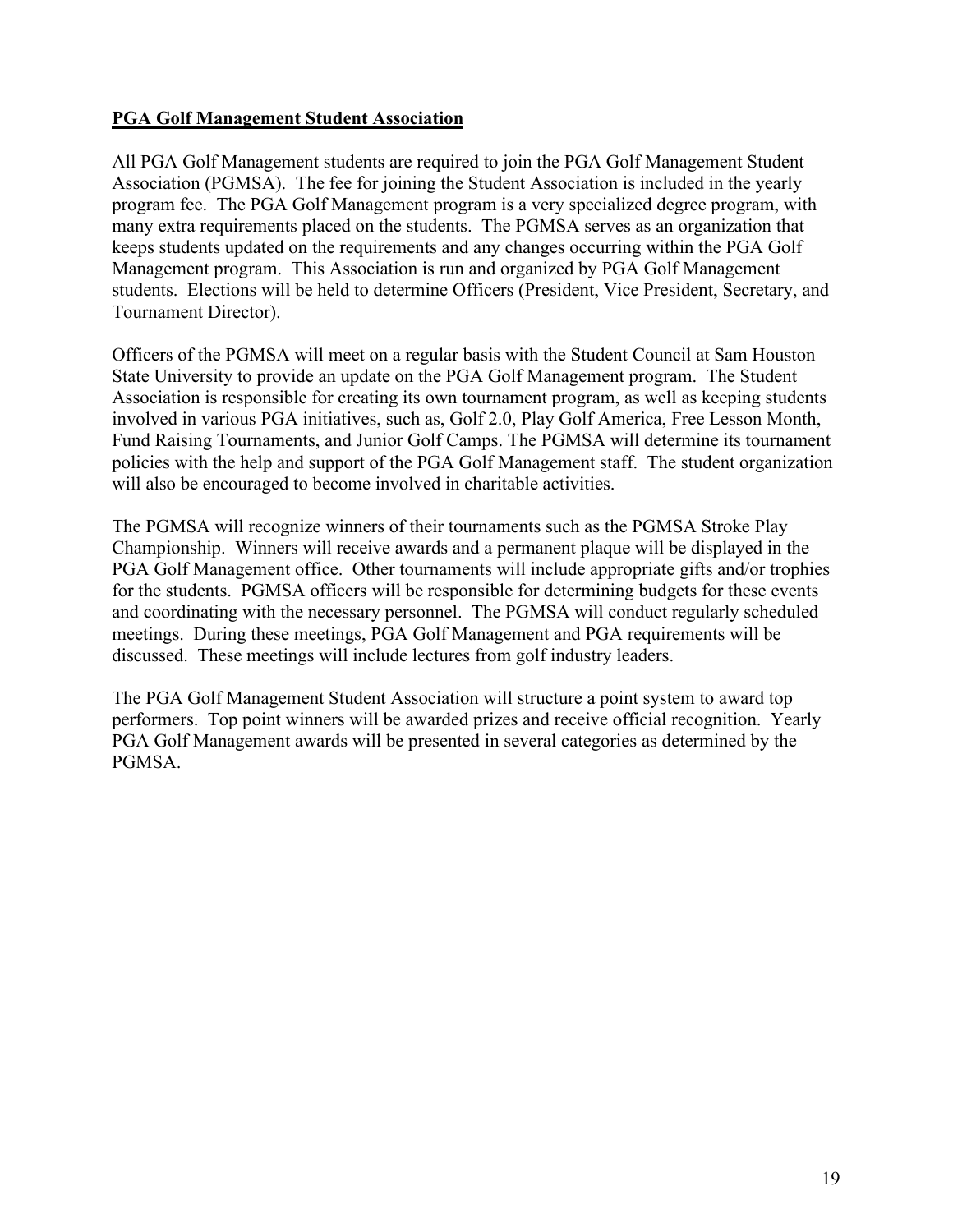## PGA Golf Management Student Association

All PGA Golf Management students are required to join the PGA Golf Management Student Association (PGMSA). The fee for joining the Student Association is included in the yearly program fee. The PGA Golf Management program is a very specialized degree program, with many extra requirements placed on the students. The PGMSA serves as an organization that keeps students updated on the requirements and any changes occurring within the PGA Golf Management program. This Association is run and organized by PGA Golf Management students. Elections will be held to determine Officers (President, Vice President, Secretary, and Tournament Director).

Officers of the PGMSA will meet on a regular basis with the Student Council at Sam Houston State University to provide an update on the PGA Golf Management program. The Student Association is responsible for creating its own tournament program, as well as keeping students involved in various PGA initiatives, such as, Golf 2.0, Play Golf America, Free Lesson Month, Fund Raising Tournaments, and Junior Golf Camps. The PGMSA will determine its tournament policies with the help and support of the PGA Golf Management staff. The student organization will also be encouraged to become involved in charitable activities.

The PGMSA will recognize winners of their tournaments such as the PGMSA Stroke Play Championship. Winners will receive awards and a permanent plaque will be displayed in the PGA Golf Management office. Other tournaments will include appropriate gifts and/or trophies for the students. PGMSA officers will be responsible for determining budgets for these events and coordinating with the necessary personnel. The PGMSA will conduct regularly scheduled meetings. During these meetings, PGA Golf Management and PGA requirements will be discussed. These meetings will include lectures from golf industry leaders.

The PGA Golf Management Student Association will structure a point system to award top performers. Top point winners will be awarded prizes and receive official recognition. Yearly PGA Golf Management awards will be presented in several categories as determined by the PGMSA.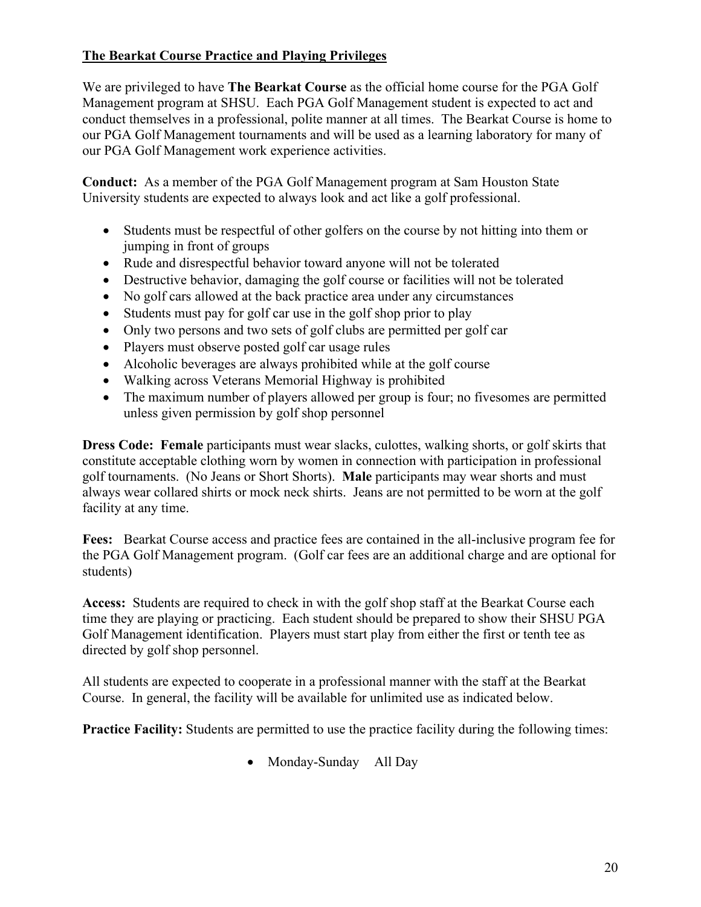## The Bearkat Course Practice and Playing Privileges

We are privileged to have **The Bearkat Course** as the official home course for the PGA Golf Management program at SHSU. Each PGA Golf Management student is expected to act and conduct themselves in a professional, polite manner at all times. The Bearkat Course is home to our PGA Golf Management tournaments and will be used as a learning laboratory for many of our PGA Golf Management work experience activities.

**Conduct:** As a member of the PGA Golf Management program at Sam Houston State University students are expected to always look and act like a golf professional.

- Students must be respectful of other golfers on the course by not hitting into them or jumping in front of groups
- Rude and disrespectful behavior toward anyone will not be tolerated
- Destructive behavior, damaging the golf course or facilities will not be tolerated
- No golf cars allowed at the back practice area under any circumstances
- Students must pay for golf car use in the golf shop prior to play
- Only two persons and two sets of golf clubs are permitted per golf car
- Players must observe posted golf car usage rules
- Alcoholic beverages are always prohibited while at the golf course
- Walking across Veterans Memorial Highway is prohibited
- The maximum number of players allowed per group is four; no fivesomes are permitted unless given permission by golf shop personnel

**Dress Code: Female** participants must wear slacks, culottes, walking shorts, or golf skirts that constitute acceptable clothing worn by women in connection with participation in professional golf tournaments. (No Jeans or Short Shorts). **Male** participants may wear shorts and must always wear collared shirts or mock neck shirts. Jeans are not permitted to be worn at the golf facility at any time.

**Fees:** Bearkat Course access and practice fees are contained in the all-inclusive program fee for the PGA Golf Management program. (Golf car fees are an additional charge and are optional for students)

**Access:** Students are required to check in with the golf shop staff at the Bearkat Course each time they are playing or practicing. Each student should be prepared to show their SHSU PGA Golf Management identification. Players must start play from either the first or tenth tee as directed by golf shop personnel.

All students are expected to cooperate in a professional manner with the staff at the Bearkat Course. In general, the facility will be available for unlimited use as indicated below.

**Practice Facility:** Students are permitted to use the practice facility during the following times:

- Monday-Sunday All Day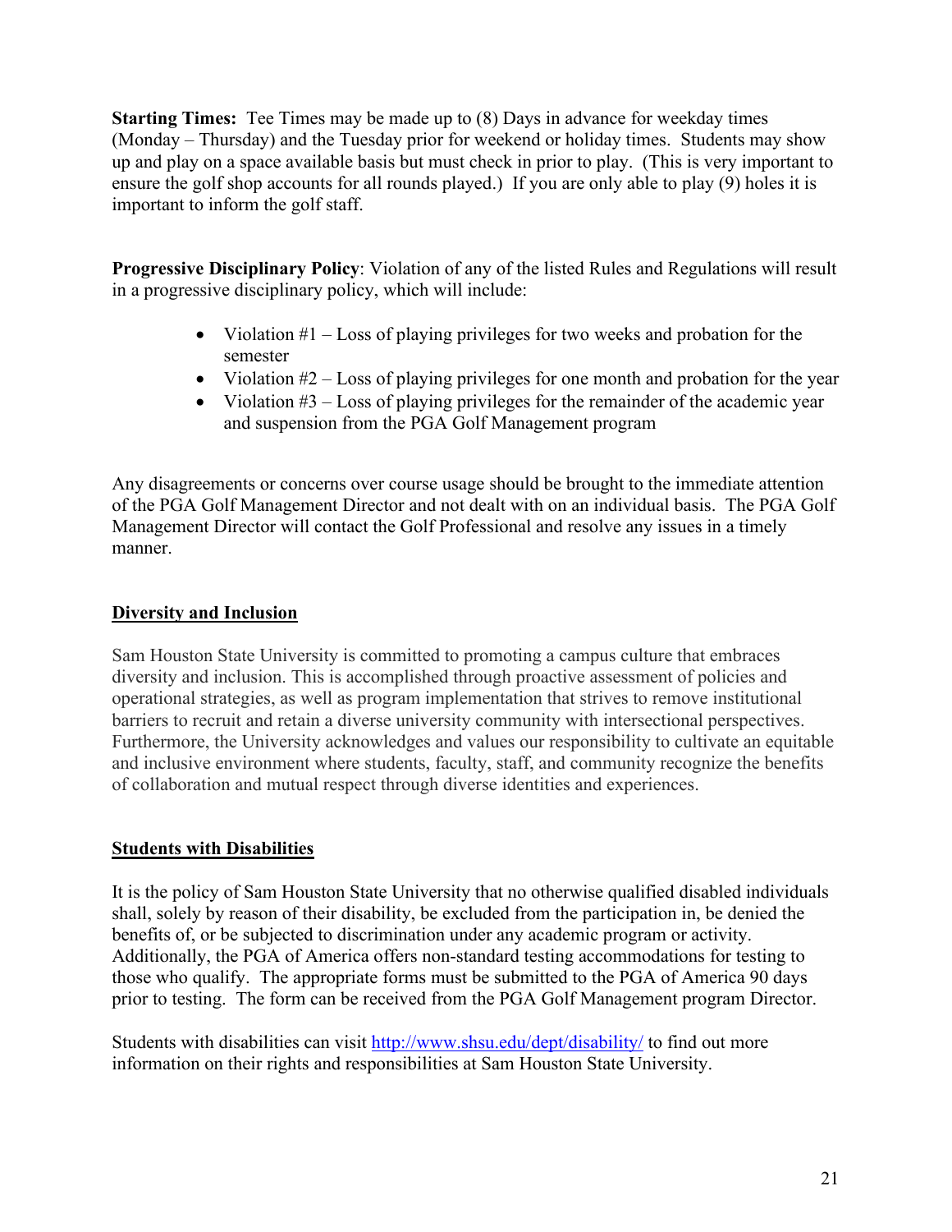**Starting Times:** Tee Times may be made up to (8) Days in advance for weekday times (Monday – Thursday) and the Tuesday prior for weekend or holiday times. Students may show up and play on a space available basis but must check in prior to play. (This is very important to ensure the golf shop accounts for all rounds played.) If you are only able to play (9) holes it is important to inform the golf staff.

**Progressive Disciplinary Policy**: Violation of any of the listed Rules and Regulations will result in a progressive disciplinary policy, which will include:

- Violation #1 – Loss of playing privileges for two weeks and probation for the semester
- Violation #2 – Loss of playing privileges for one month and probation for the year
- Violation #3 – Loss of playing privileges for the remainder of the academic year and suspension from the PGA Golf Management program

Any disagreements or concerns over course usage should be brought to the immediate attention of the PGA Golf Management Director and not dealt with on an individual basis. The PGA Golf Management Director will contact the Golf Professional and resolve any issues in a timely manner.

## Diversity and Inclusion

Sam Houston State University is committed to promoting a campus culture that embraces diversity and inclusion. This is accomplished through proactive assessment of policies and operational strategies, as well as program implementation that strives to remove institutional barriers to recruit and retain a diverse university community with intersectional perspectives. Furthermore, the University acknowledges and values our responsibility to cultivate an equitable and inclusive environment where students, faculty, staff, and community recognize the benefits of collaboration and mutual respect through diverse identities and experiences.

## Students with Disabilities

It is the policy of Sam Houston State University that no otherwise qualified disabled individuals shall, solely by reason of their disability, be excluded from the participation in, be denied the benefits of, or be subjected to discrimination under any academic program or activity. Additionally, the PGA of America offers non-standard testing accommodations for testing to those who qualify. The appropriate forms must be submitted to the PGA of America 90 days prior to testing. The form can be received from the PGA Golf Management program Director.

Students with disabilities can visit http://www.shsu.edu/dept/disability/ to find out more information on their rights and responsibilities at Sam Houston State University.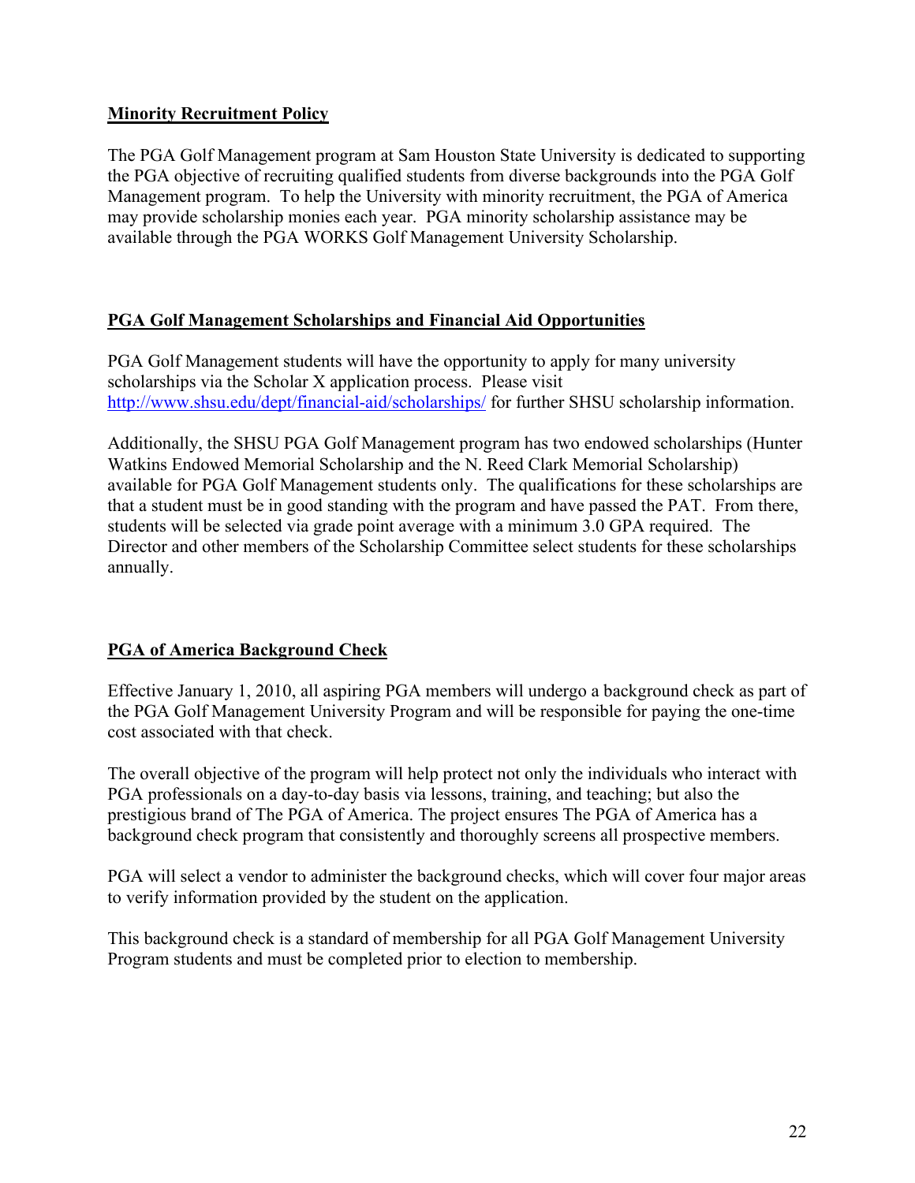## Minority Recruitment Policy

The PGA Golf Management program at Sam Houston State University is dedicated to supporting the PGA objective of recruiting qualified students from diverse backgrounds into the PGA Golf Management program. To help the University with minority recruitment, the PGA of America may provide scholarship monies each year. PGA minority scholarship assistance may be available through the PGA WORKS Golf Management University Scholarship.

## PGA Golf Management Scholarships and Financial Aid Opportunities

PGA Golf Management students will have the opportunity to apply for many university scholarships via the Scholar X application process. Please visit [http://www.shsu.edu/dept/financial-aid/scholarships/](http://www.shsu.edu/dept/financial-aid/scholarships/) for further SHSU scholarship information.

Additionally, the SHSU PGA Golf Management program has two endowed scholarships (Hunter Watkins Endowed Memorial Scholarship and the N. Reed Clark Memorial Scholarship) available for PGA Golf Management students only. The qualifications for these scholarships are that a student must be in good standing with the program and have passed the PAT. From there, students will be selected via grade point average with a minimum 3.0 GPA required. The Director and other members of the Scholarship Committee select students for these scholarships annually.

## PGA of America Background Check

Effective January 1, 2010, all aspiring PGA members will undergo a background check as part of the PGA Golf Management University Program and will be responsible for paying the one-time cost associated with that check.

The overall objective of the program will help protect not only the individuals who interact with PGA professionals on a day-to-day basis via lessons, training, and teaching; but also the prestigious brand of The PGA of America. The project ensures The PGA of America has a background check program that consistently and thoroughly screens all prospective members.

PGA will select a vendor to administer the background checks, which will cover four major areas to verify information provided by the student on the application.

This background check is a standard of membership for all PGA Golf Management University Program students and must be completed prior to election to membership.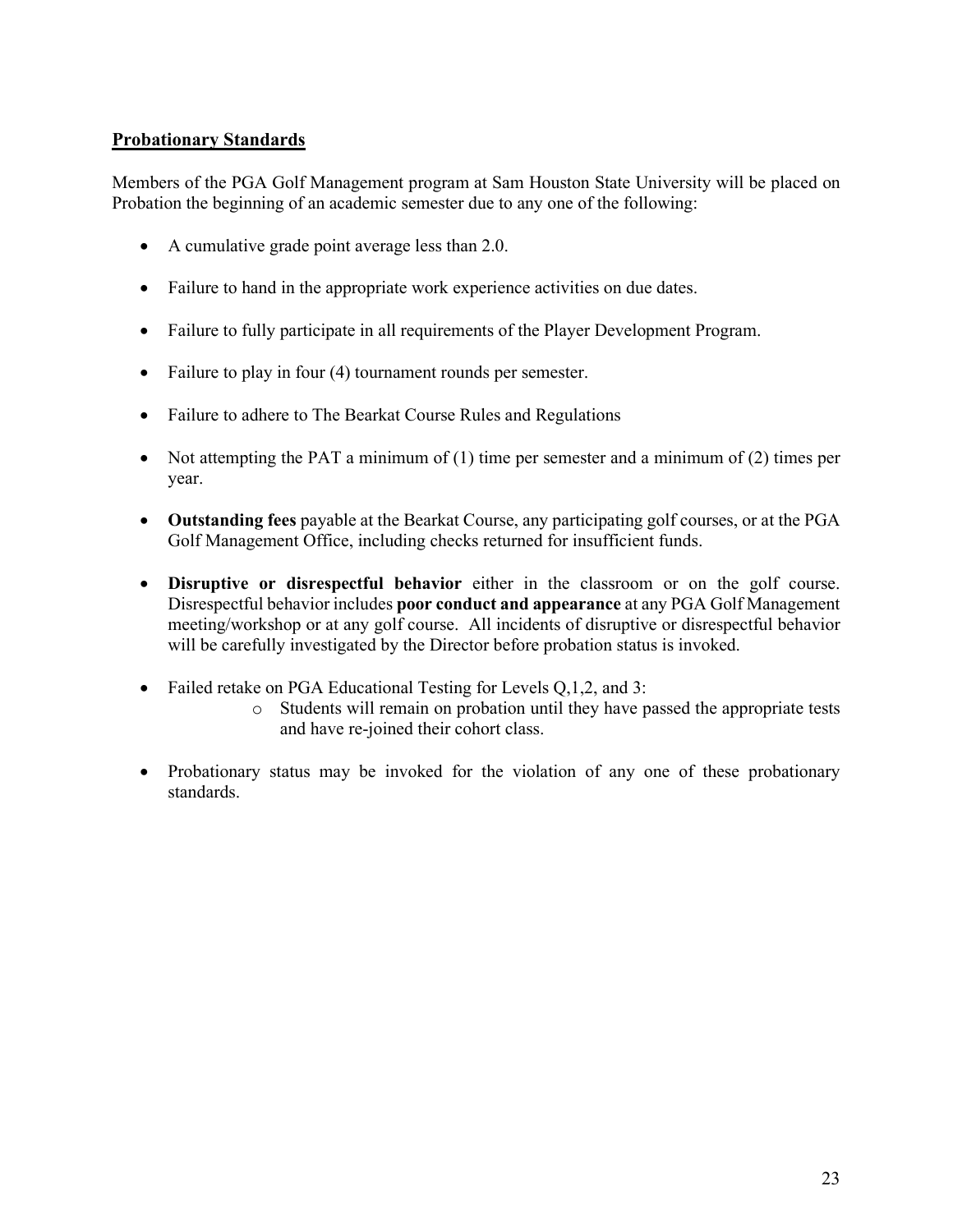## Probationary Standards

Members of the PGA Golf Management program at Sam Houston State University will be placed on Probation the beginning of an academic semester due to any one of the following:

- A cumulative grade point average less than 2.0.
- Failure to hand in the appropriate work experience activities on due dates.
- Failure to fully participate in all requirements of the Player Development Program.
- Failure to play in four (4) tournament rounds per semester.
- Failure to adhere to The Bearkat Course Rules and Regulations
- Not attempting the PAT a minimum of (1) time per semester and a minimum of (2) times per year.
- **Outstanding fees** payable at the Bearkat Course, any participating golf courses, or at the PGA Golf Management Office, including checks returned for insufficient funds.
- **Disruptive or disrespectful behavior** either in the classroom or on the golf course. Disrespectful behavior includes **poor conduct and appearance** at any PGA Golf Management meeting/workshop or at any golf course. All incidents of disruptive or disrespectful behavior will be carefully investigated by the Director before probation status is invoked.
- Failed retake on PGA Educational Testing for Levels Q,1,2, and 3:
  - Students will remain on probation until they have passed the appropriate tests and have re-joined their cohort class.
- Probationary status may be invoked for the violation of any one of these probationary standards.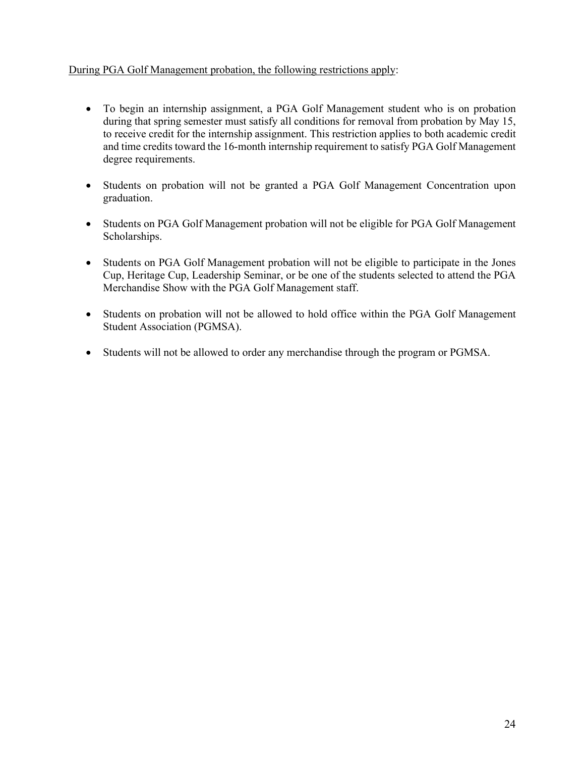<u>During PGA Golf Management probation, the following restrictions apply</u>:

- To begin an internship assignment, a PGA Golf Management student who is on probation during that spring semester must satisfy all conditions for removal from probation by May 15, to receive credit for the internship assignment. This restriction applies to both academic credit and time credits toward the 16-month internship requirement to satisfy PGA Golf Management degree requirements.

- Students on probation will not be granted a PGA Golf Management Concentration upon graduation.

- Students on PGA Golf Management probation will not be eligible for PGA Golf Management Scholarships.

- Students on PGA Golf Management probation will not be eligible to participate in the Jones Cup, Heritage Cup, Leadership Seminar, or be one of the students selected to attend the PGA Merchandise Show with the PGA Golf Management staff.

- Students on probation will not be allowed to hold office within the PGA Golf Management Student Association (PGMSA).

- Students will not be allowed to order any merchandise through the program or PGMSA.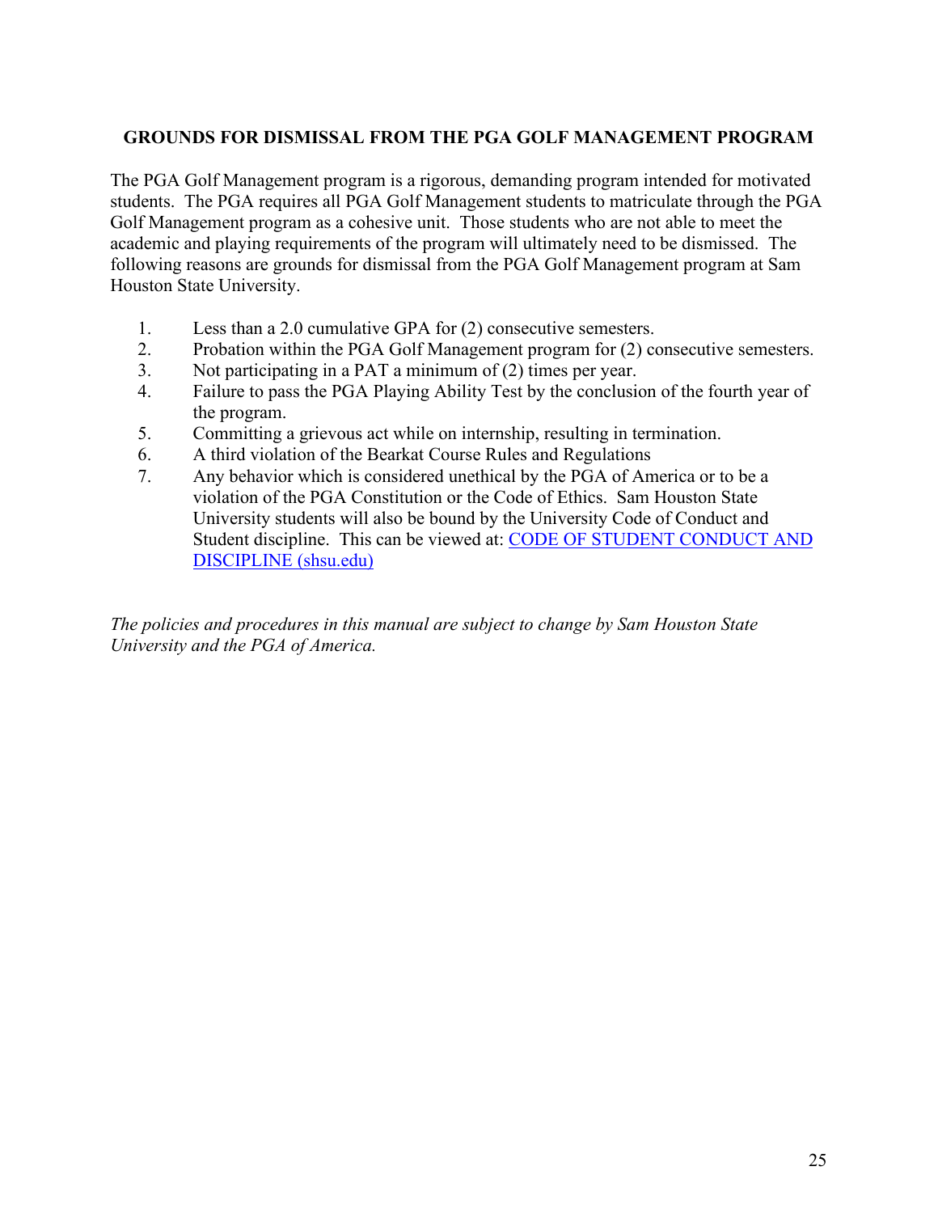## GROUNDS FOR DISMISSAL FROM THE PGA GOLF MANAGEMENT PROGRAM

The PGA Golf Management program is a rigorous, demanding program intended for motivated students. The PGA requires all PGA Golf Management students to matriculate through the PGA Golf Management program as a cohesive unit. Those students who are not able to meet the academic and playing requirements of the program will ultimately need to be dismissed. The following reasons are grounds for dismissal from the PGA Golf Management program at Sam Houston State University.

1. Less than a 2.0 cumulative GPA for (2) consecutive semesters.
2. Probation within the PGA Golf Management program for (2) consecutive semesters.
3. Not participating in a PAT a minimum of (2) times per year.
4. Failure to pass the PGA Playing Ability Test by the conclusion of the fourth year of the program.
5. Committing a grievous act while on internship, resulting in termination.
6. A third violation of the Bearkat Course Rules and Regulations
7. Any behavior which is considered unethical by the PGA of America or to be a violation of the PGA Constitution or the Code of Ethics. Sam Houston State University students will also be bound by the University Code of Conduct and Student discipline. This can be viewed at: [CODE OF STUDENT CONDUCT AND DISCIPLINE (shsu.edu)]

*The policies and procedures in this manual are subject to change by Sam Houston State University and the PGA of America.*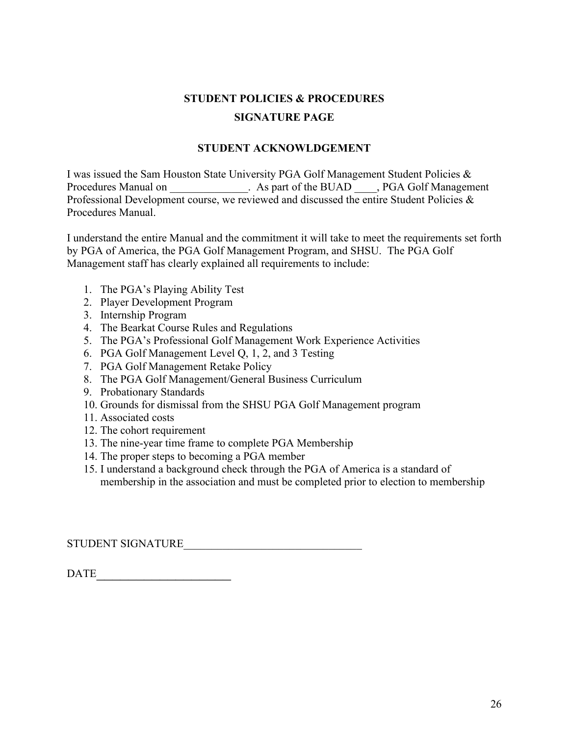## STUDENT POLICIES & PROCEDURES

## SIGNATURE PAGE

### STUDENT ACKNOWLDGEMENT

I was issued the Sam Houston State University PGA Golf Management Student Policies & Procedures Manual on ______________. As part of the BUAD ____, PGA Golf Management Professional Development course, we reviewed and discussed the entire Student Policies & Procedures Manual.

I understand the entire Manual and the commitment it will take to meet the requirements set forth by PGA of America, the PGA Golf Management Program, and SHSU. The PGA Golf Management staff has clearly explained all requirements to include:

1. The PGA's Playing Ability Test
2. Player Development Program
3. Internship Program
4. The Bearkat Course Rules and Regulations
5. The PGA's Professional Golf Management Work Experience Activities
6. PGA Golf Management Level Q, 1, 2, and 3 Testing
7. PGA Golf Management Retake Policy
8. The PGA Golf Management/General Business Curriculum
9. Probationary Standards
10. Grounds for dismissal from the SHSU PGA Golf Management program
11. Associated costs
12. The cohort requirement
13. The nine-year time frame to complete PGA Membership
14. The proper steps to becoming a PGA member
15. I understand a background check through the PGA of America is a standard of membership in the association and must be completed prior to election to membership

STUDENT SIGNATURE________________________________

DATE________________________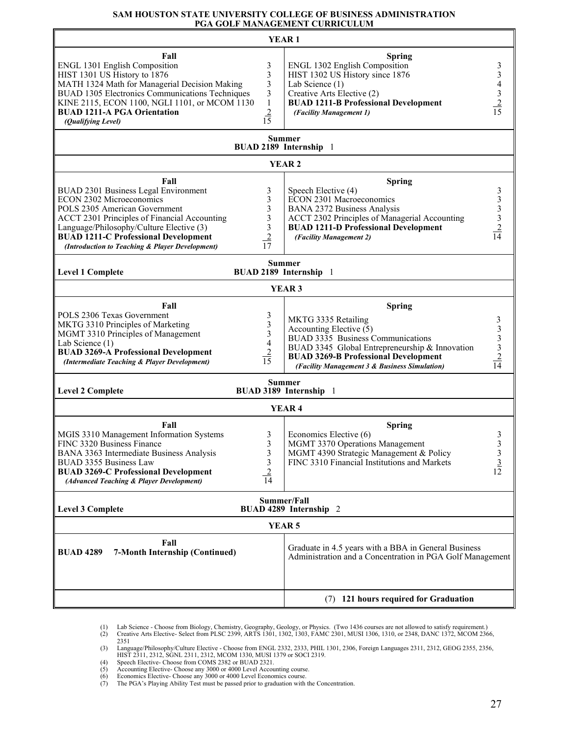# SAM HOUSTON STATE UNIVERSITY COLLEGE OF BUSINESS ADMINISTRATION
## PGA GOLF MANAGEMENT CURRICULUM

### YEAR 1

| Fall | Hours | Spring | Hours |
|---|---|---|---|
| ENGL 1301 English Composition | 3 | ENGL 1302 English Composition | 3 |
| HIST 1301 US History to 1876 | 3 | HIST 1302 US History since 1876 | 3 |
| MATH 1324 Math for Managerial Decision Making | 3 | Lab Science (1) | 4 |
| BUAD 1305 Electronics Communications Techniques | 3 | Creative Arts Elective (2) | 3 |
| KINE 2115, ECON 1100, NGLI 1101, or MCOM 1130 | 1 | **BUAD 1211-B Professional Development** *(Facility Management 1)* | 2 |
| **BUAD 1211-A PGA Orientation** *(Qualifying Level)* | 2 | | |
| | 15 | | 15 |

**Summer**
**BUAD 2189 Internship** 1

### YEAR 2

| Fall | Hours | Spring | Hours |
|---|---|---|---|
| BUAD 2301 Business Legal Environment | 3 | Speech Elective (4) | 3 |
| ECON 2302 Microeconomics | 3 | ECON 2301 Macroeconomics | 3 |
| POLS 2305 American Government | 3 | BANA 2372 Business Analysis | 3 |
| ACCT 2301 Principles of Financial Accounting | 3 | ACCT 2302 Principles of Managerial Accounting | 3 |
| Language/Philosophy/Culture Elective (3) | 3 | **BUAD 1211-D Professional Development** *(Facility Management 2)* | 2 |
| **BUAD 1211-C Professional Development** *(Introduction to Teaching & Player Development)* | 2 | | |
| | 17 | | 14 |

**Level 1 Complete**

**Summer**
**BUAD 2189 Internship** 1

### YEAR 3

| Fall | Hours | Spring | Hours |
|---|---|---|---|
| POLS 2306 Texas Government | 3 | MKTG 3335 Retailing | 3 |
| MKTG 3310 Principles of Marketing | 3 | Accounting Elective (5) | 3 |
| MGMT 3310 Principles of Management | 3 | BUAD 3335 Business Communications | 3 |
| Lab Science (1) | 4 | BUAD 3345 Global Entrepreneurship & Innovation | 3 |
| **BUAD 3269-A Professional Development** *(Intermediate Teaching & Player Development)* | 2 | **BUAD 3269-B Professional Development** *(Facility Management 3 & Business Simulation)* | 2 |
| | 15 | | 14 |

**Level 2 Complete**

**Summer**
**BUAD 3189 Internship** 1

### YEAR 4

| Fall | Hours | Spring | Hours |
|---|---|---|---|
| MGIS 3310 Management Information Systems | 3 | Economics Elective (6) | 3 |
| FINC 3320 Business Finance | 3 | MGMT 3370 Operations Management | 3 |
| BANA 3363 Intermediate Business Analysis | 3 | MGMT 4390 Strategic Management & Policy | 3 |
| BUAD 3355 Business Law | 3 | FINC 3310 Financial Institutions and Markets | 3 |
| **BUAD 3269-C Professional Development** *(Advanced Teaching & Player Development)* | 2 | | |
| | 14 | | 12 |

**Level 3 Complete**

**Summer/Fall**
**BUAD 4289 Internship** 2

### YEAR 5

| Fall | |
|---|---|
| **BUAD 4289 7-Month Internship (Continued)** | Graduate in 4.5 years with a BBA in General Business Administration and a Concentration in PGA Golf Management |
| | (7) **121 hours required for Graduation** |

(1) Lab Science - Choose from Biology, Chemistry, Geography, Geology, or Physics. (Two 1436 courses are not allowed to satisfy requirement.)
(2) Creative Arts Elective- Select from PLSC 2399, ARTS 1301, 1302, 1303, FAMC 2301, MUSI 1306, 1310, or 2348, DANC 1372, MCOM 2366, 2351
(3) Language/Philosophy/Culture Elective - Choose from ENGL 2332, 2333, PHIL 1301, 2306, Foreign Languages 2311, 2312, GEOG 2355, 2356, HIST 2311, 2312, SGNL 2311, 2312, MCOM 1330, MUSI 1379 or SOCI 2319.
(4) Speech Elective- Choose from COMS 2382 or BUAD 2321.
(5) Accounting Elective- Choose any 3000 or 4000 Level Accounting course.
(6) Economics Elective- Choose any 3000 or 4000 Level Economics course.
(7) The PGA's Playing Ability Test must be passed prior to graduation with the Concentration.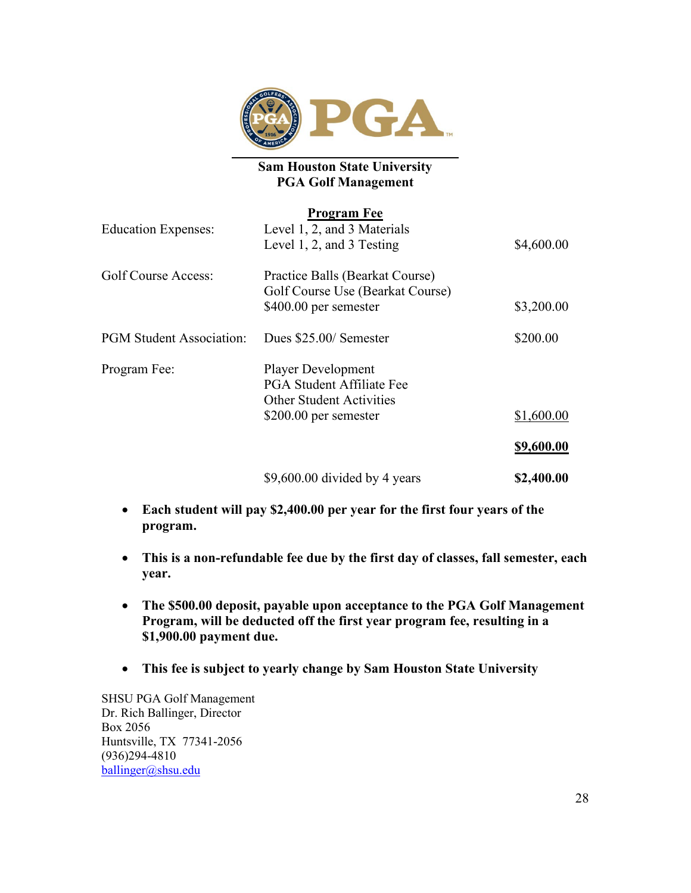**Sam Houston State University**
**PGA Golf Management**

**Program Fee**

| | | |
|---|---|---|
| Education Expenses: | Level 1, 2, and 3 Materials<br>Level 1, 2, and 3 Testing | $4,600.00 |
| Golf Course Access: | Practice Balls (Bearkat Course)<br>Golf Course Use (Bearkat Course)<br>$400.00 per semester | $3,200.00 |
| PGM Student Association: | Dues $25.00/ Semester | $200.00 |
| Program Fee: | Player Development<br>PGA Student Affiliate Fee<br>Other Student Activities<br>$200.00 per semester | $1,600.00 |
| | | **$9,600.00** |
| | $9,600.00 divided by 4 years | **$2,400.00** |

- **Each student will pay $2,400.00 per year for the first four years of the program.**
- **This is a non-refundable fee due by the first day of classes, fall semester, each year.**
- **The $500.00 deposit, payable upon acceptance to the PGA Golf Management Program, will be deducted off the first year program fee, resulting in a $1,900.00 payment due.**
- **This fee is subject to yearly change by Sam Houston State University**

SHSU PGA Golf Management
Dr. Rich Ballinger, Director
Box 2056
Huntsville, TX 77341-2056
(936)294-4810
ballinger@shsu.edu